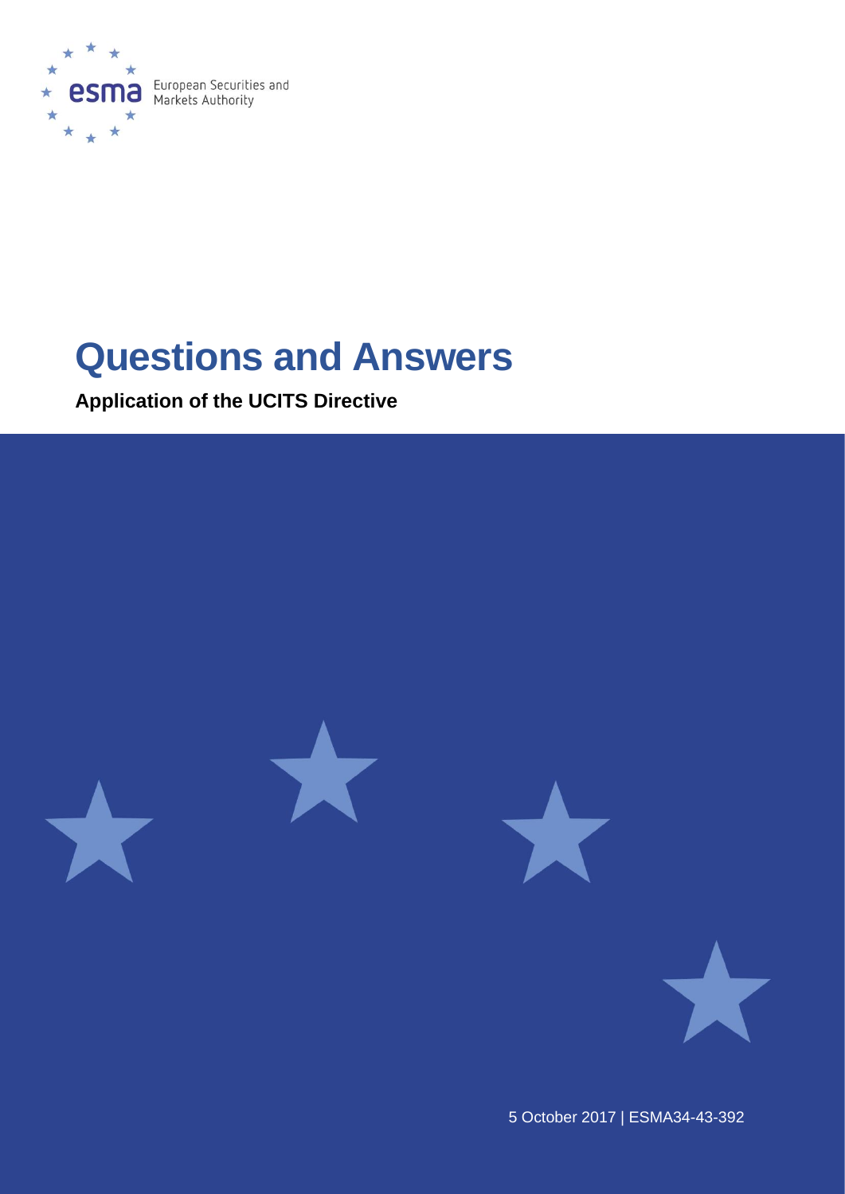European Securities and Markets Authority

# Questions and Answers

**Application of the UCITS Directive**

5 October 2017 | ESMA34-43-392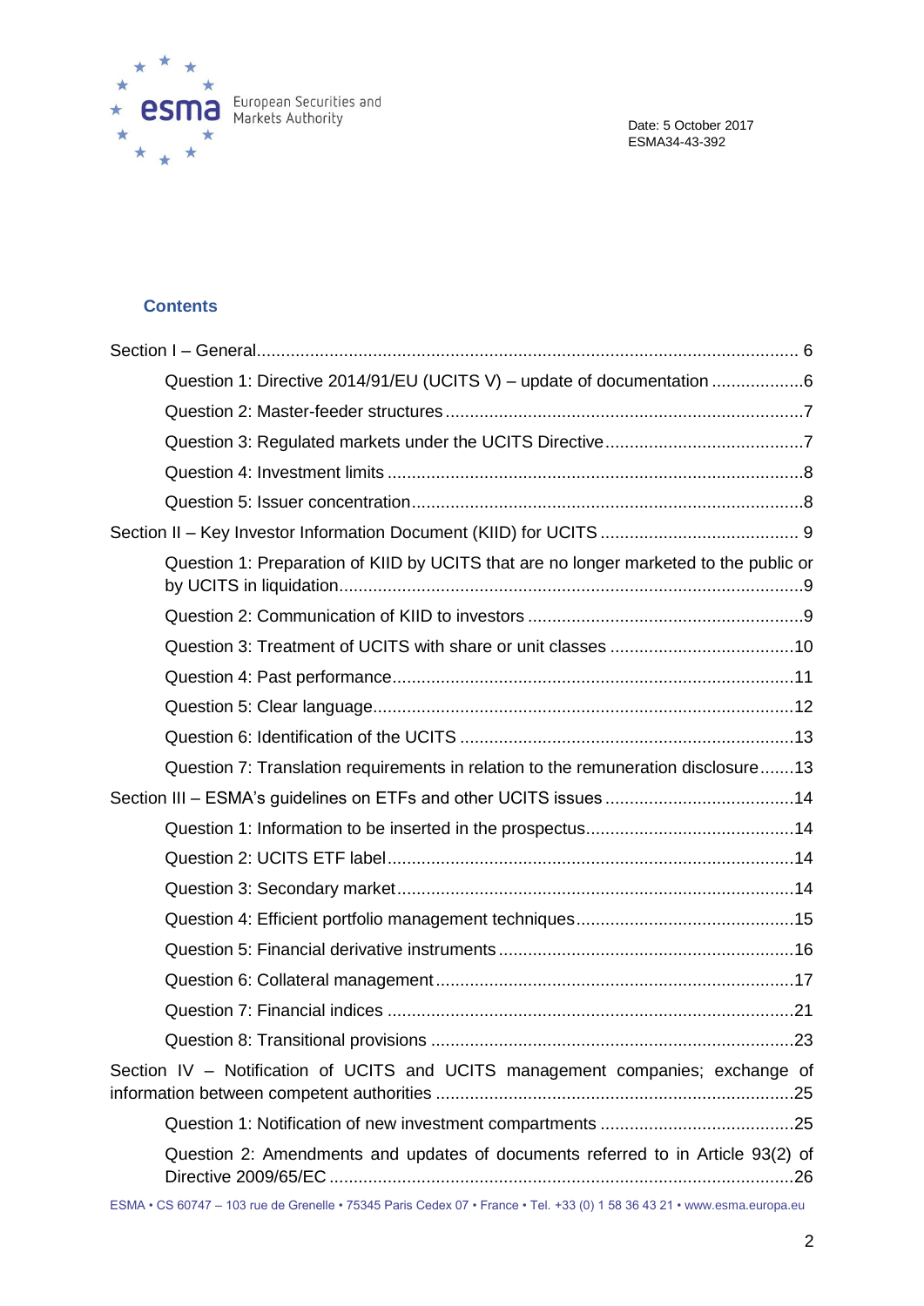Date: 5 October 2017
ESMA34-43-392

## Contents

Section I – General ........................................................................................................ 6

- Question 1: Directive 2014/91/EU (UCITS V) – update of documentation ....................6
- Question 2: Master-feeder structures ..........................................................................7
- Question 3: Regulated markets under the UCITS Directive ..........................................7
- Question 4: Investment limits ......................................................................................8
- Question 5: Issuer concentration .................................................................................8

Section II – Key Investor Information Document (KIID) for UCITS .......................................... 9

- Question 1: Preparation of KIID by UCITS that are no longer marketed to the public or by UCITS in liquidation ...............................................................................................9
- Question 2: Communication of KIID to investors ..........................................................9
- Question 3: Treatment of UCITS with share or unit classes .......................................10
- Question 4: Past performance ...................................................................................11
- Question 5: Clear language .......................................................................................12
- Question 6: Identification of the UCITS .....................................................................13
- Question 7: Translation requirements in relation to the remuneration disclosure .......13

Section III – ESMA's guidelines on ETFs and other UCITS issues ........................................14

- Question 1: Information to be inserted in the prospectus ...........................................14
- Question 2: UCITS ETF label ....................................................................................14
- Question 3: Secondary market ..................................................................................14
- Question 4: Efficient portfolio management techniques .............................................15
- Question 5: Financial derivative instruments .............................................................16
- Question 6: Collateral management ..........................................................................17
- Question 7: Financial indices ....................................................................................21
- Question 8: Transitional provisions ...........................................................................23

Section IV – Notification of UCITS and UCITS management companies; exchange of information between competent authorities ..........................................................................25

- Question 1: Notification of new investment compartments ........................................25
- Question 2: Amendments and updates of documents referred to in Article 93(2) of Directive 2009/65/EC ...............................................................................................26

ESMA • CS 60747 – 103 rue de Grenelle • 75345 Paris Cedex 07 • France • Tel. +33 (0) 1 58 36 43 21 • www.esma.europa.eu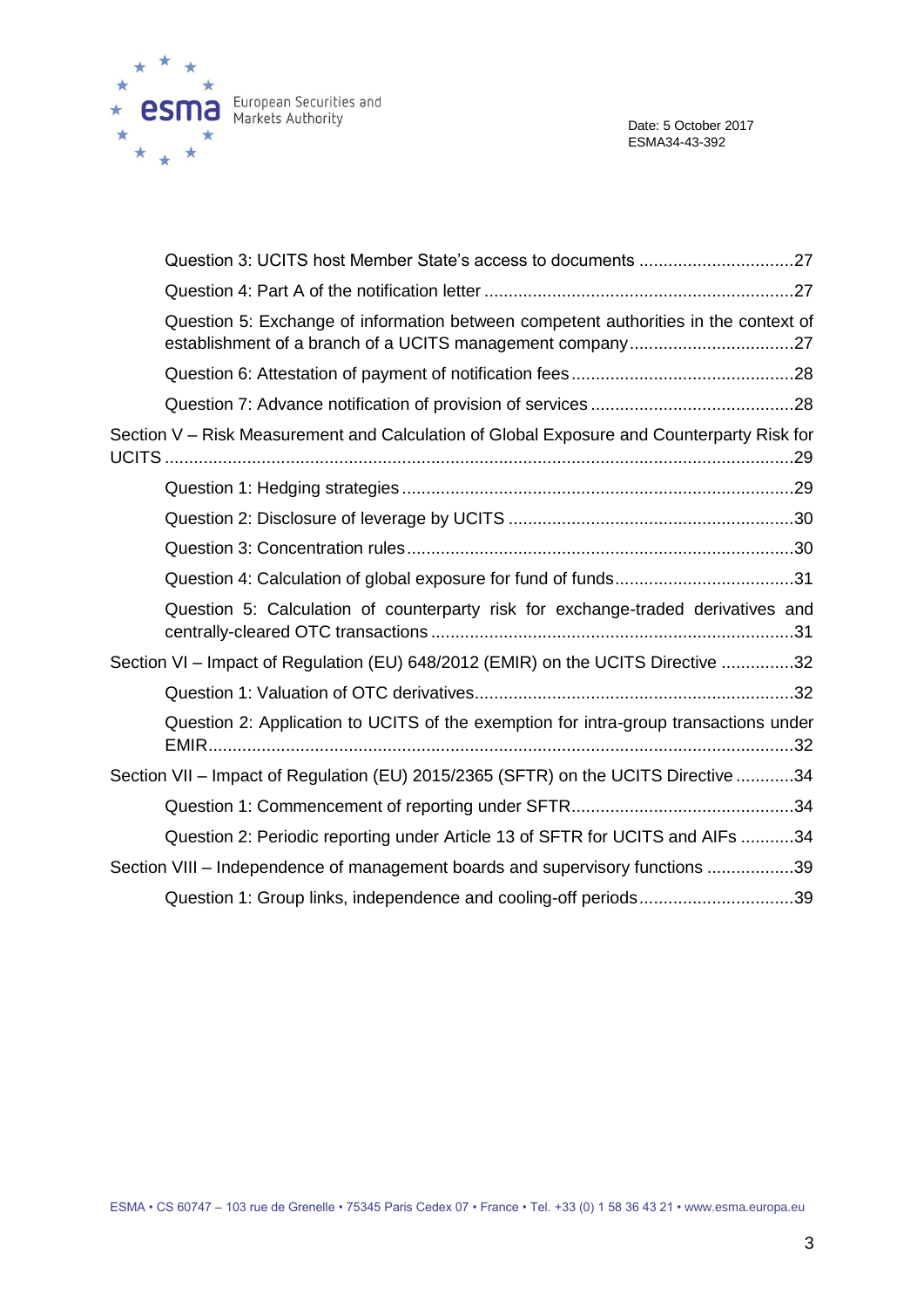Question 3: UCITS host Member State's access to documents ................................27

Question 4: Part A of the notification letter ................................................................27

Question 5: Exchange of information between competent authorities in the context of establishment of a branch of a UCITS management company..................................27

Question 6: Attestation of payment of notification fees ..............................................28

Question 7: Advance notification of provision of services ..........................................28

Section V – Risk Measurement and Calculation of Global Exposure and Counterparty Risk for UCITS ..................................................................................................................................29

Question 1: Hedging strategies .................................................................................29

Question 2: Disclosure of leverage by UCITS ...........................................................30

Question 3: Concentration rules................................................................................30

Question 4: Calculation of global exposure for fund of funds.....................................31

Question 5: Calculation of counterparty risk for exchange-traded derivatives and centrally-cleared OTC transactions ...........................................................................31

Section VI – Impact of Regulation (EU) 648/2012 (EMIR) on the UCITS Directive ...............32

Question 1: Valuation of OTC derivatives..................................................................32

Question 2: Application to UCITS of the exemption for intra-group transactions under EMIR.........................................................................................................................32

Section VII – Impact of Regulation (EU) 2015/2365 (SFTR) on the UCITS Directive ............34

Question 1: Commencement of reporting under SFTR..............................................34

Question 2: Periodic reporting under Article 13 of SFTR for UCITS and AIFs ...........34

Section VIII – Independence of management boards and supervisory functions ..................39

Question 1: Group links, independence and cooling-off periods................................39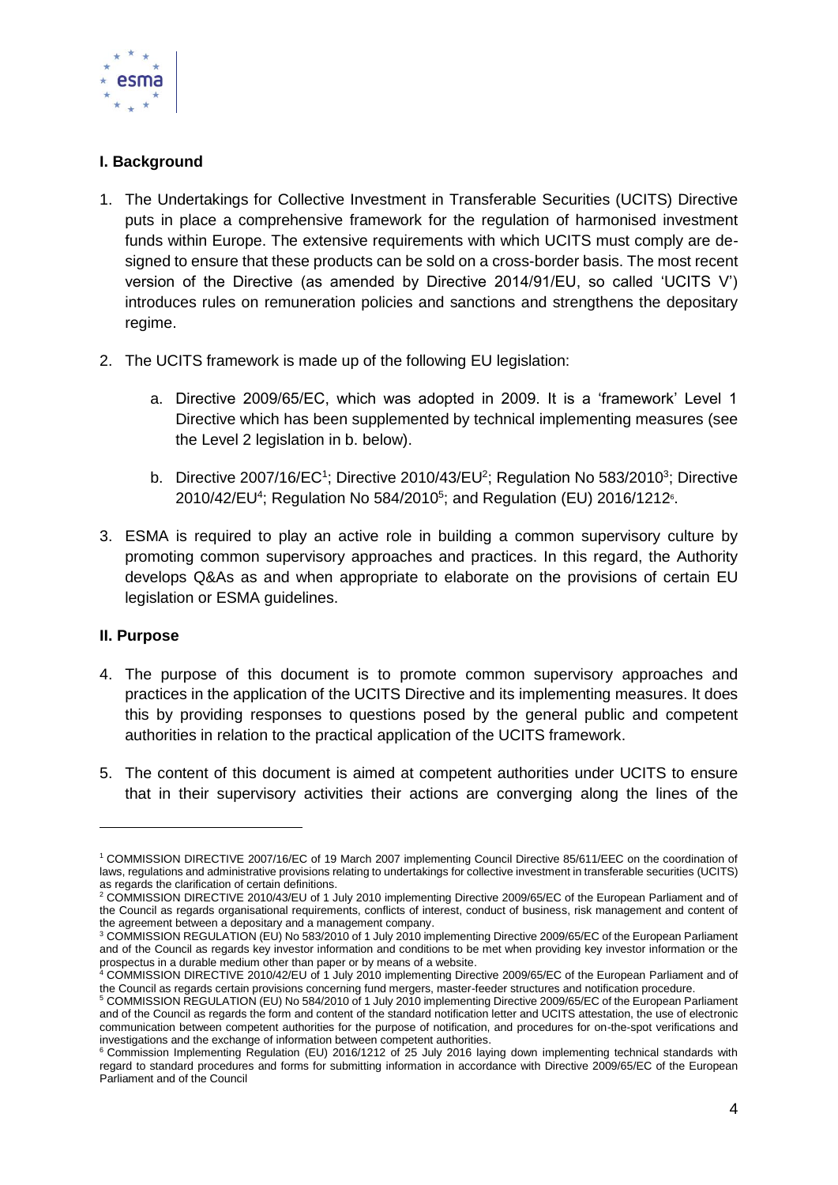## I. Background

1. The Undertakings for Collective Investment in Transferable Securities (UCITS) Directive puts in place a comprehensive framework for the regulation of harmonised investment funds within Europe. The extensive requirements with which UCITS must comply are designed to ensure that these products can be sold on a cross-border basis. The most recent version of the Directive (as amended by Directive 2014/91/EU, so called 'UCITS V') introduces rules on remuneration policies and sanctions and strengthens the depositary regime.

2. The UCITS framework is made up of the following EU legislation:

   a. Directive 2009/65/EC, which was adopted in 2009. It is a 'framework' Level 1 Directive which has been supplemented by technical implementing measures (see the Level 2 legislation in b. below).

   b. Directive 2007/16/EC[1]; Directive 2010/43/EU[2]; Regulation No 583/2010[3]; Directive 2010/42/EU[4]; Regulation No 584/2010[5]; and Regulation (EU) 2016/1212[6].

3. ESMA is required to play an active role in building a common supervisory culture by promoting common supervisory approaches and practices. In this regard, the Authority develops Q&As as and when appropriate to elaborate on the provisions of certain EU legislation or ESMA guidelines.

## II. Purpose

4. The purpose of this document is to promote common supervisory approaches and practices in the application of the UCITS Directive and its implementing measures. It does this by providing responses to questions posed by the general public and competent authorities in relation to the practical application of the UCITS framework.

5. The content of this document is aimed at competent authorities under UCITS to ensure that in their supervisory activities their actions are converging along the lines of the

---

[1] COMMISSION DIRECTIVE 2007/16/EC of 19 March 2007 implementing Council Directive 85/611/EEC on the coordination of laws, regulations and administrative provisions relating to undertakings for collective investment in transferable securities (UCITS) as regards the clarification of certain definitions.

[2] COMMISSION DIRECTIVE 2010/43/EU of 1 July 2010 implementing Directive 2009/65/EC of the European Parliament and of the Council as regards organisational requirements, conflicts of interest, conduct of business, risk management and content of the agreement between a depositary and a management company.

[3] COMMISSION REGULATION (EU) No 583/2010 of 1 July 2010 implementing Directive 2009/65/EC of the European Parliament and of the Council as regards key investor information and conditions to be met when providing key investor information or the prospectus in a durable medium other than paper or by means of a website.

[4] COMMISSION DIRECTIVE 2010/42/EU of 1 July 2010 implementing Directive 2009/65/EC of the European Parliament and of the Council as regards certain provisions concerning fund mergers, master-feeder structures and notification procedure.

[5] COMMISSION REGULATION (EU) No 584/2010 of 1 July 2010 implementing Directive 2009/65/EC of the European Parliament and of the Council as regards the form and content of the standard notification letter and UCITS attestation, the use of electronic communication between competent authorities for the purpose of notification, and procedures for on-the-spot verifications and investigations and the exchange of information between competent authorities.

[6] Commission Implementing Regulation (EU) 2016/1212 of 25 July 2016 laying down implementing technical standards with regard to standard procedures and forms for submitting information in accordance with Directive 2009/65/EC of the European Parliament and of the Council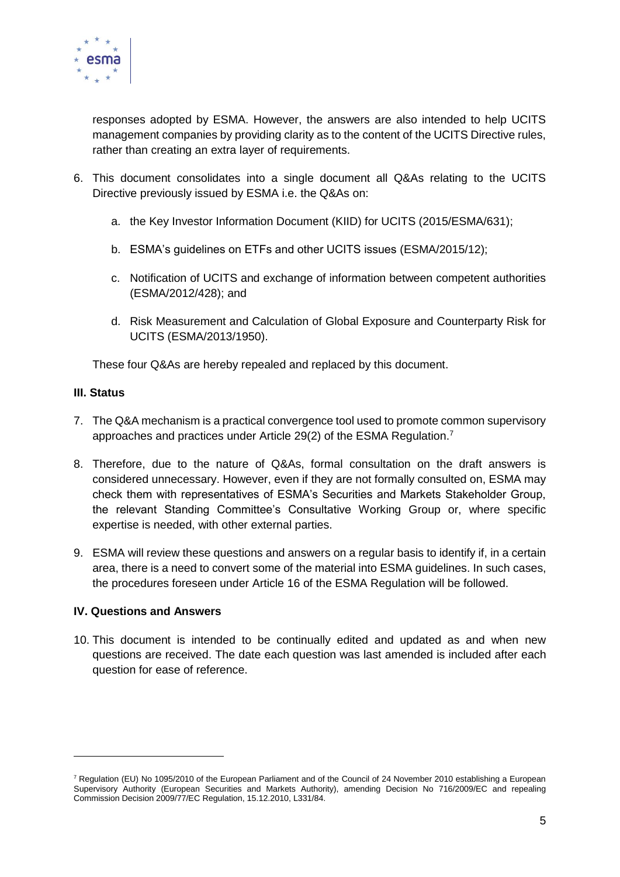responses adopted by ESMA. However, the answers are also intended to help UCITS management companies by providing clarity as to the content of the UCITS Directive rules, rather than creating an extra layer of requirements.

6. This document consolidates into a single document all Q&As relating to the UCITS Directive previously issued by ESMA i.e. the Q&As on:

   a. the Key Investor Information Document (KIID) for UCITS (2015/ESMA/631);

   b. ESMA's guidelines on ETFs and other UCITS issues (ESMA/2015/12);

   c. Notification of UCITS and exchange of information between competent authorities (ESMA/2012/428); and

   d. Risk Measurement and Calculation of Global Exposure and Counterparty Risk for UCITS (ESMA/2013/1950).

   These four Q&As are hereby repealed and replaced by this document.

### III. Status

7. The Q&A mechanism is a practical convergence tool used to promote common supervisory approaches and practices under Article 29(2) of the ESMA Regulation.[7]

8. Therefore, due to the nature of Q&As, formal consultation on the draft answers is considered unnecessary. However, even if they are not formally consulted on, ESMA may check them with representatives of ESMA's Securities and Markets Stakeholder Group, the relevant Standing Committee's Consultative Working Group or, where specific expertise is needed, with other external parties.

9. ESMA will review these questions and answers on a regular basis to identify if, in a certain area, there is a need to convert some of the material into ESMA guidelines. In such cases, the procedures foreseen under Article 16 of the ESMA Regulation will be followed.

### IV. Questions and Answers

10. This document is intended to be continually edited and updated as and when new questions are received. The date each question was last amended is included after each question for ease of reference.

---

[7] Regulation (EU) No 1095/2010 of the European Parliament and of the Council of 24 November 2010 establishing a European Supervisory Authority (European Securities and Markets Authority), amending Decision No 716/2009/EC and repealing Commission Decision 2009/77/EC Regulation, 15.12.2010, L331/84.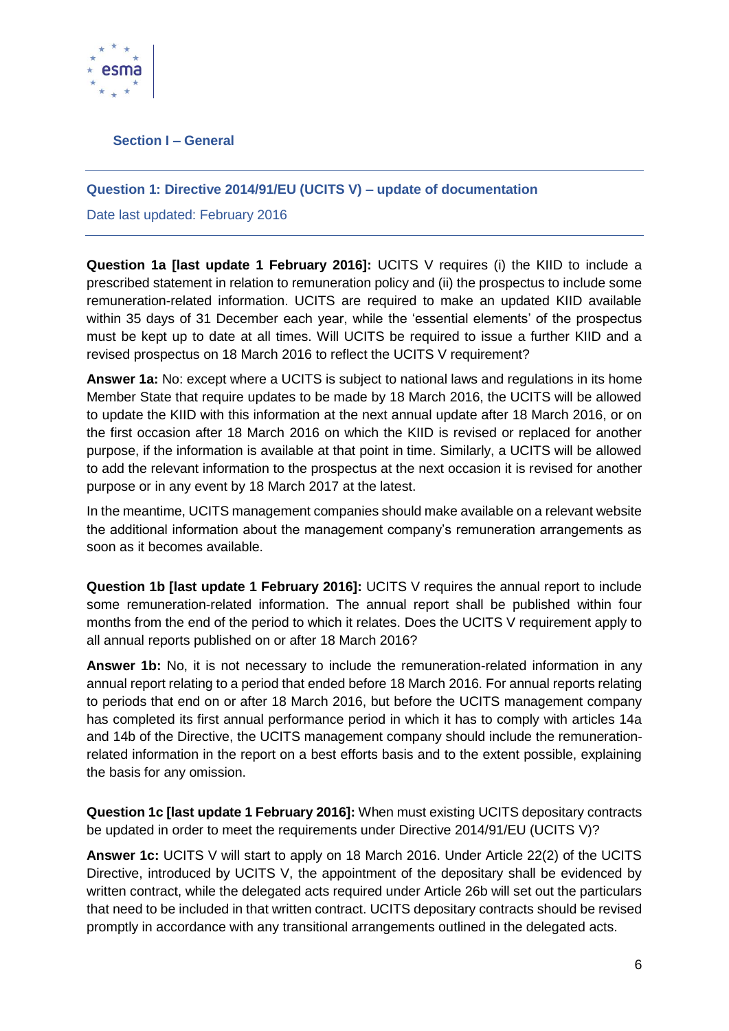## Section I – General

### Question 1: Directive 2014/91/EU (UCITS V) – update of documentation

Date last updated: February 2016

**Question 1a [last update 1 February 2016]:** UCITS V requires (i) the KIID to include a prescribed statement in relation to remuneration policy and (ii) the prospectus to include some remuneration-related information. UCITS are required to make an updated KIID available within 35 days of 31 December each year, while the 'essential elements' of the prospectus must be kept up to date at all times. Will UCITS be required to issue a further KIID and a revised prospectus on 18 March 2016 to reflect the UCITS V requirement?

**Answer 1a:** No: except where a UCITS is subject to national laws and regulations in its home Member State that require updates to be made by 18 March 2016, the UCITS will be allowed to update the KIID with this information at the next annual update after 18 March 2016, or on the first occasion after 18 March 2016 on which the KIID is revised or replaced for another purpose, if the information is available at that point in time. Similarly, a UCITS will be allowed to add the relevant information to the prospectus at the next occasion it is revised for another purpose or in any event by 18 March 2017 at the latest.

In the meantime, UCITS management companies should make available on a relevant website the additional information about the management company's remuneration arrangements as soon as it becomes available.

**Question 1b [last update 1 February 2016]:** UCITS V requires the annual report to include some remuneration-related information. The annual report shall be published within four months from the end of the period to which it relates. Does the UCITS V requirement apply to all annual reports published on or after 18 March 2016?

**Answer 1b:** No, it is not necessary to include the remuneration-related information in any annual report relating to a period that ended before 18 March 2016. For annual reports relating to periods that end on or after 18 March 2016, but before the UCITS management company has completed its first annual performance period in which it has to comply with articles 14a and 14b of the Directive, the UCITS management company should include the remuneration-related information in the report on a best efforts basis and to the extent possible, explaining the basis for any omission.

**Question 1c [last update 1 February 2016]:** When must existing UCITS depositary contracts be updated in order to meet the requirements under Directive 2014/91/EU (UCITS V)?

**Answer 1c:** UCITS V will start to apply on 18 March 2016. Under Article 22(2) of the UCITS Directive, introduced by UCITS V, the appointment of the depositary shall be evidenced by written contract, while the delegated acts required under Article 26b will set out the particulars that need to be included in that written contract. UCITS depositary contracts should be revised promptly in accordance with any transitional arrangements outlined in the delegated acts.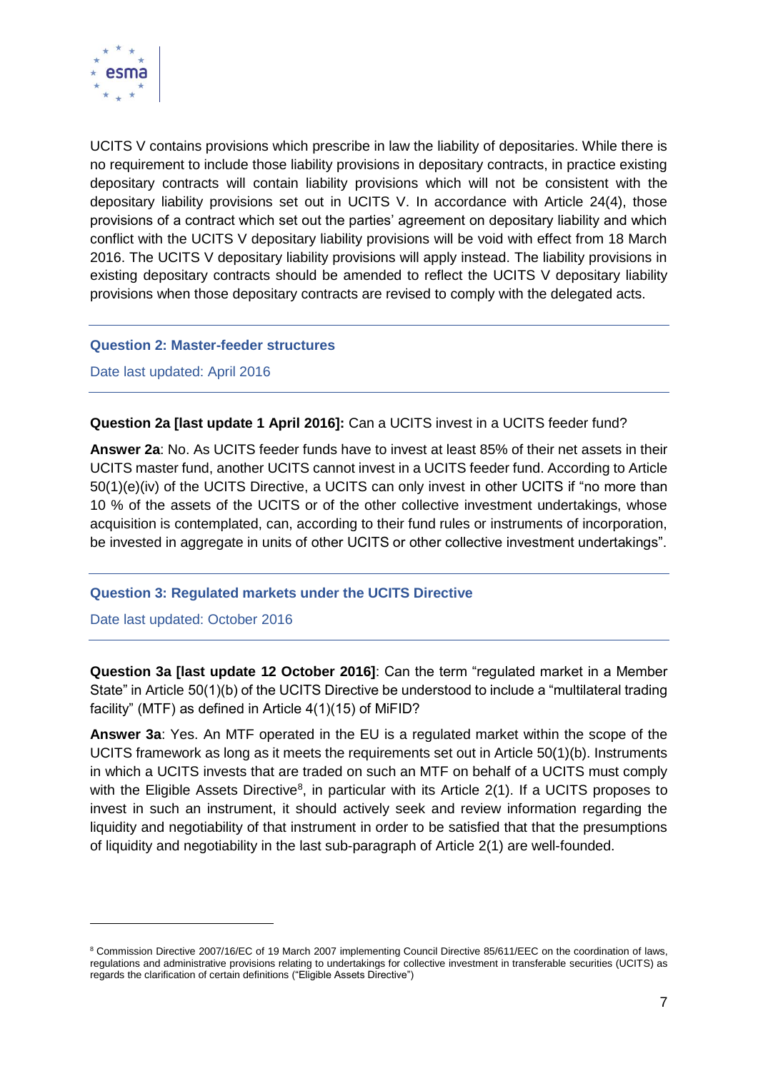UCITS V contains provisions which prescribe in law the liability of depositaries. While there is no requirement to include those liability provisions in depositary contracts, in practice existing depositary contracts will contain liability provisions which will not be consistent with the depositary liability provisions set out in UCITS V. In accordance with Article 24(4), those provisions of a contract which set out the parties' agreement on depositary liability and which conflict with the UCITS V depositary liability provisions will be void with effect from 18 March 2016. The UCITS V depositary liability provisions will apply instead. The liability provisions in existing depositary contracts should be amended to reflect the UCITS V depositary liability provisions when those depositary contracts are revised to comply with the delegated acts.

---

## Question 2: Master-feeder structures

Date last updated: April 2016

---

**Question 2a [last update 1 April 2016]:** Can a UCITS invest in a UCITS feeder fund?

**Answer 2a**: No. As UCITS feeder funds have to invest at least 85% of their net assets in their UCITS master fund, another UCITS cannot invest in a UCITS feeder fund. According to Article 50(1)(e)(iv) of the UCITS Directive, a UCITS can only invest in other UCITS if "no more than 10 % of the assets of the UCITS or of the other collective investment undertakings, whose acquisition is contemplated, can, according to their fund rules or instruments of incorporation, be invested in aggregate in units of other UCITS or other collective investment undertakings".

---

## Question 3: Regulated markets under the UCITS Directive

Date last updated: October 2016

---

**Question 3a [last update 12 October 2016]**: Can the term "regulated market in a Member State" in Article 50(1)(b) of the UCITS Directive be understood to include a "multilateral trading facility" (MTF) as defined in Article 4(1)(15) of MiFID?

**Answer 3a**: Yes. An MTF operated in the EU is a regulated market within the scope of the UCITS framework as long as it meets the requirements set out in Article 50(1)(b). Instruments in which a UCITS invests that are traded on such an MTF on behalf of a UCITS must comply with the Eligible Assets Directive[8], in particular with its Article 2(1). If a UCITS proposes to invest in such an instrument, it should actively seek and review information regarding the liquidity and negotiability of that instrument in order to be satisfied that that the presumptions of liquidity and negotiability in the last sub-paragraph of Article 2(1) are well-founded.

---

[8] Commission Directive 2007/16/EC of 19 March 2007 implementing Council Directive 85/611/EEC on the coordination of laws, regulations and administrative provisions relating to undertakings for collective investment in transferable securities (UCITS) as regards the clarification of certain definitions ("Eligible Assets Directive")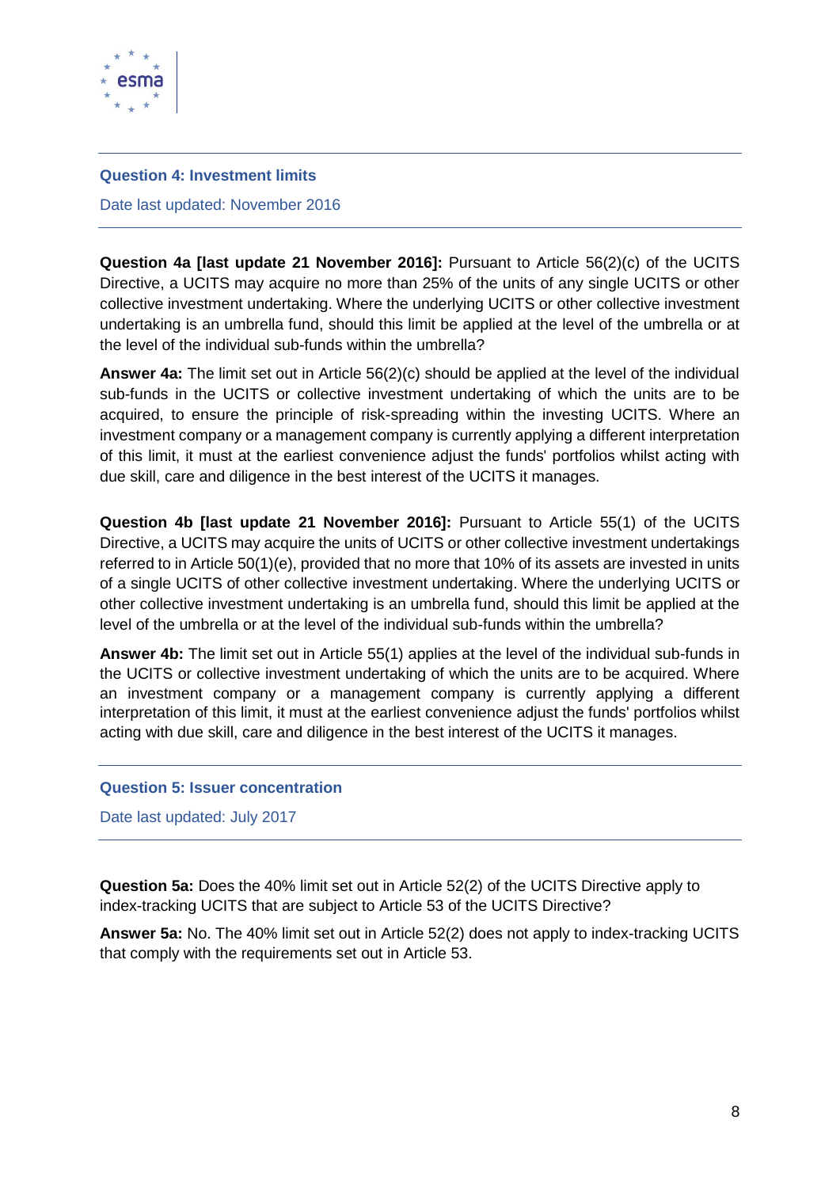### Question 4: Investment limits

Date last updated: November 2016

**Question 4a [last update 21 November 2016]:** Pursuant to Article 56(2)(c) of the UCITS Directive, a UCITS may acquire no more than 25% of the units of any single UCITS or other collective investment undertaking. Where the underlying UCITS or other collective investment undertaking is an umbrella fund, should this limit be applied at the level of the umbrella or at the level of the individual sub-funds within the umbrella?

**Answer 4a:** The limit set out in Article 56(2)(c) should be applied at the level of the individual sub-funds in the UCITS or collective investment undertaking of which the units are to be acquired, to ensure the principle of risk-spreading within the investing UCITS. Where an investment company or a management company is currently applying a different interpretation of this limit, it must at the earliest convenience adjust the funds' portfolios whilst acting with due skill, care and diligence in the best interest of the UCITS it manages.

**Question 4b [last update 21 November 2016]:** Pursuant to Article 55(1) of the UCITS Directive, a UCITS may acquire the units of UCITS or other collective investment undertakings referred to in Article 50(1)(e), provided that no more that 10% of its assets are invested in units of a single UCITS of other collective investment undertaking. Where the underlying UCITS or other collective investment undertaking is an umbrella fund, should this limit be applied at the level of the umbrella or at the level of the individual sub-funds within the umbrella?

**Answer 4b:** The limit set out in Article 55(1) applies at the level of the individual sub-funds in the UCITS or collective investment undertaking of which the units are to be acquired. Where an investment company or a management company is currently applying a different interpretation of this limit, it must at the earliest convenience adjust the funds' portfolios whilst acting with due skill, care and diligence in the best interest of the UCITS it manages.

### Question 5: Issuer concentration

Date last updated: July 2017

**Question 5a:** Does the 40% limit set out in Article 52(2) of the UCITS Directive apply to index-tracking UCITS that are subject to Article 53 of the UCITS Directive?

**Answer 5a:** No. The 40% limit set out in Article 52(2) does not apply to index-tracking UCITS that comply with the requirements set out in Article 53.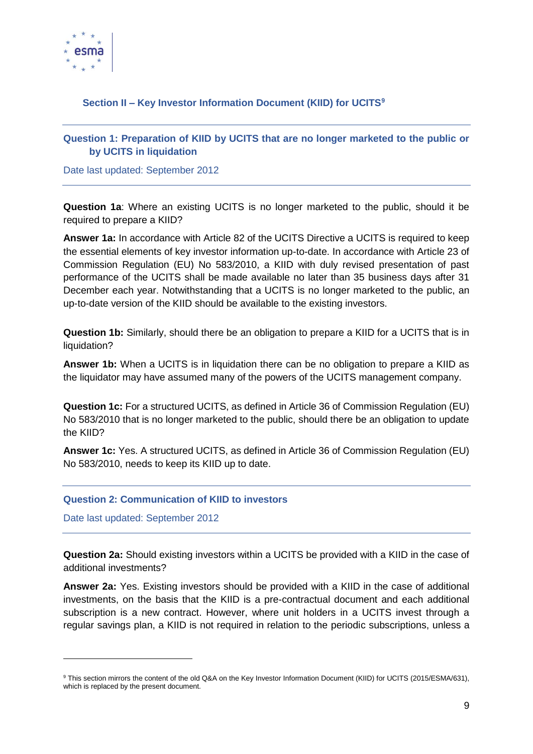## Section II – Key Investor Information Document (KIID) for UCITS[9]

### Question 1: Preparation of KIID by UCITS that are no longer marketed to the public or by UCITS in liquidation

Date last updated: September 2012

**Question 1a**: Where an existing UCITS is no longer marketed to the public, should it be required to prepare a KIID?

**Answer 1a:** In accordance with Article 82 of the UCITS Directive a UCITS is required to keep the essential elements of key investor information up-to-date. In accordance with Article 23 of Commission Regulation (EU) No 583/2010, a KIID with duly revised presentation of past performance of the UCITS shall be made available no later than 35 business days after 31 December each year. Notwithstanding that a UCITS is no longer marketed to the public, an up-to-date version of the KIID should be available to the existing investors.

**Question 1b:** Similarly, should there be an obligation to prepare a KIID for a UCITS that is in liquidation?

**Answer 1b:** When a UCITS is in liquidation there can be no obligation to prepare a KIID as the liquidator may have assumed many of the powers of the UCITS management company.

**Question 1c:** For a structured UCITS, as defined in Article 36 of Commission Regulation (EU) No 583/2010 that is no longer marketed to the public, should there be an obligation to update the KIID?

**Answer 1c:** Yes. A structured UCITS, as defined in Article 36 of Commission Regulation (EU) No 583/2010, needs to keep its KIID up to date.

### Question 2: Communication of KIID to investors

Date last updated: September 2012

**Question 2a:** Should existing investors within a UCITS be provided with a KIID in the case of additional investments?

**Answer 2a:** Yes. Existing investors should be provided with a KIID in the case of additional investments, on the basis that the KIID is a pre-contractual document and each additional subscription is a new contract. However, where unit holders in a UCITS invest through a regular savings plan, a KIID is not required in relation to the periodic subscriptions, unless a

[9] This section mirrors the content of the old Q&A on the Key Investor Information Document (KIID) for UCITS (2015/ESMA/631), which is replaced by the present document.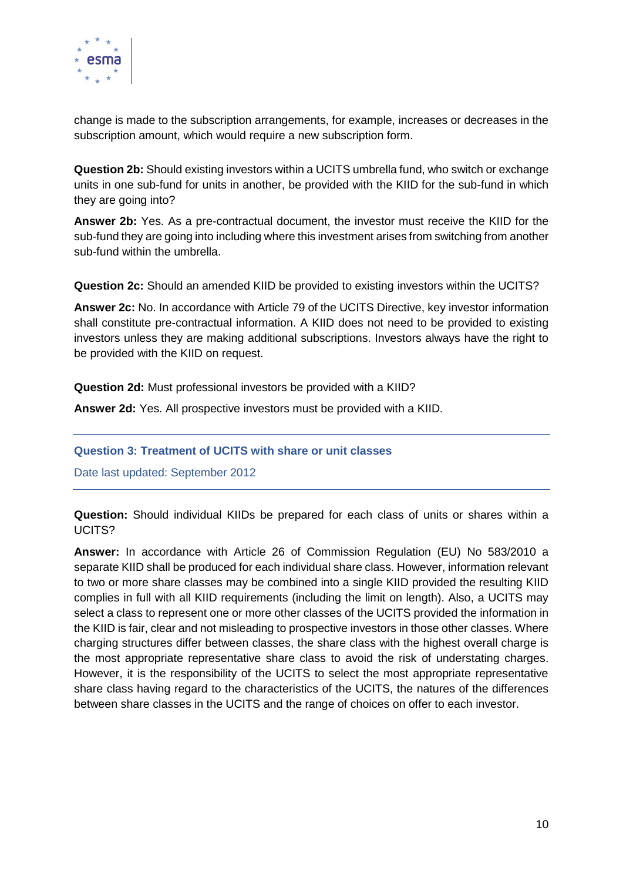change is made to the subscription arrangements, for example, increases or decreases in the subscription amount, which would require a new subscription form.

**Question 2b:** Should existing investors within a UCITS umbrella fund, who switch or exchange units in one sub-fund for units in another, be provided with the KIID for the sub-fund in which they are going into?

**Answer 2b:** Yes. As a pre-contractual document, the investor must receive the KIID for the sub-fund they are going into including where this investment arises from switching from another sub-fund within the umbrella.

**Question 2c:** Should an amended KIID be provided to existing investors within the UCITS?

**Answer 2c:** No. In accordance with Article 79 of the UCITS Directive, key investor information shall constitute pre-contractual information. A KIID does not need to be provided to existing investors unless they are making additional subscriptions. Investors always have the right to be provided with the KIID on request.

**Question 2d:** Must professional investors be provided with a KIID?

**Answer 2d:** Yes. All prospective investors must be provided with a KIID.

---

## Question 3: Treatment of UCITS with share or unit classes

Date last updated: September 2012

---

**Question:** Should individual KIIDs be prepared for each class of units or shares within a UCITS?

**Answer:** In accordance with Article 26 of Commission Regulation (EU) No 583/2010 a separate KIID shall be produced for each individual share class. However, information relevant to two or more share classes may be combined into a single KIID provided the resulting KIID complies in full with all KIID requirements (including the limit on length). Also, a UCITS may select a class to represent one or more other classes of the UCITS provided the information in the KIID is fair, clear and not misleading to prospective investors in those other classes. Where charging structures differ between classes, the share class with the highest overall charge is the most appropriate representative share class to avoid the risk of understating charges. However, it is the responsibility of the UCITS to select the most appropriate representative share class having regard to the characteristics of the UCITS, the natures of the differences between share classes in the UCITS and the range of choices on offer to each investor.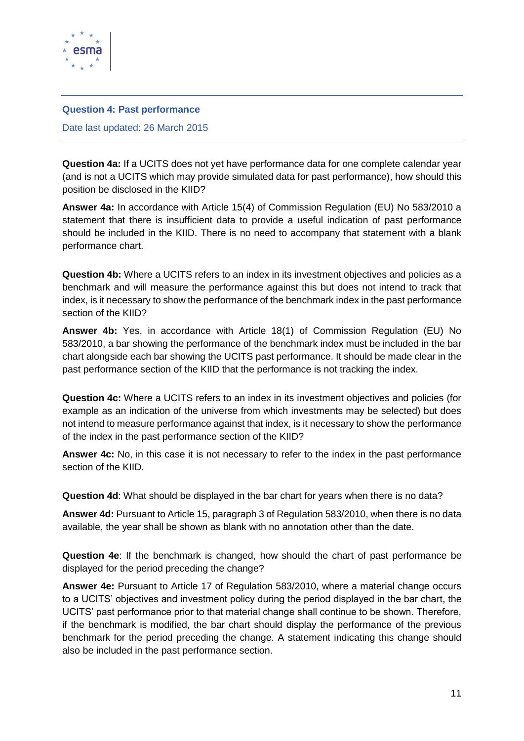## Question 4: Past performance

Date last updated: 26 March 2015

**Question 4a:** If a UCITS does not yet have performance data for one complete calendar year (and is not a UCITS which may provide simulated data for past performance), how should this position be disclosed in the KIID?

**Answer 4a:** In accordance with Article 15(4) of Commission Regulation (EU) No 583/2010 a statement that there is insufficient data to provide a useful indication of past performance should be included in the KIID. There is no need to accompany that statement with a blank performance chart.

**Question 4b:** Where a UCITS refers to an index in its investment objectives and policies as a benchmark and will measure the performance against this but does not intend to track that index, is it necessary to show the performance of the benchmark index in the past performance section of the KIID?

**Answer 4b:** Yes, in accordance with Article 18(1) of Commission Regulation (EU) No 583/2010, a bar showing the performance of the benchmark index must be included in the bar chart alongside each bar showing the UCITS past performance. It should be made clear in the past performance section of the KIID that the performance is not tracking the index.

**Question 4c:** Where a UCITS refers to an index in its investment objectives and policies (for example as an indication of the universe from which investments may be selected) but does not intend to measure performance against that index, is it necessary to show the performance of the index in the past performance section of the KIID?

**Answer 4c:** No, in this case it is not necessary to refer to the index in the past performance section of the KIID.

**Question 4d**: What should be displayed in the bar chart for years when there is no data?

**Answer 4d:** Pursuant to Article 15, paragraph 3 of Regulation 583/2010, when there is no data available, the year shall be shown as blank with no annotation other than the date.

**Question 4e**: If the benchmark is changed, how should the chart of past performance be displayed for the period preceding the change?

**Answer 4e:** Pursuant to Article 17 of Regulation 583/2010, where a material change occurs to a UCITS' objectives and investment policy during the period displayed in the bar chart, the UCITS' past performance prior to that material change shall continue to be shown. Therefore, if the benchmark is modified, the bar chart should display the performance of the previous benchmark for the period preceding the change. A statement indicating this change should also be included in the past performance section.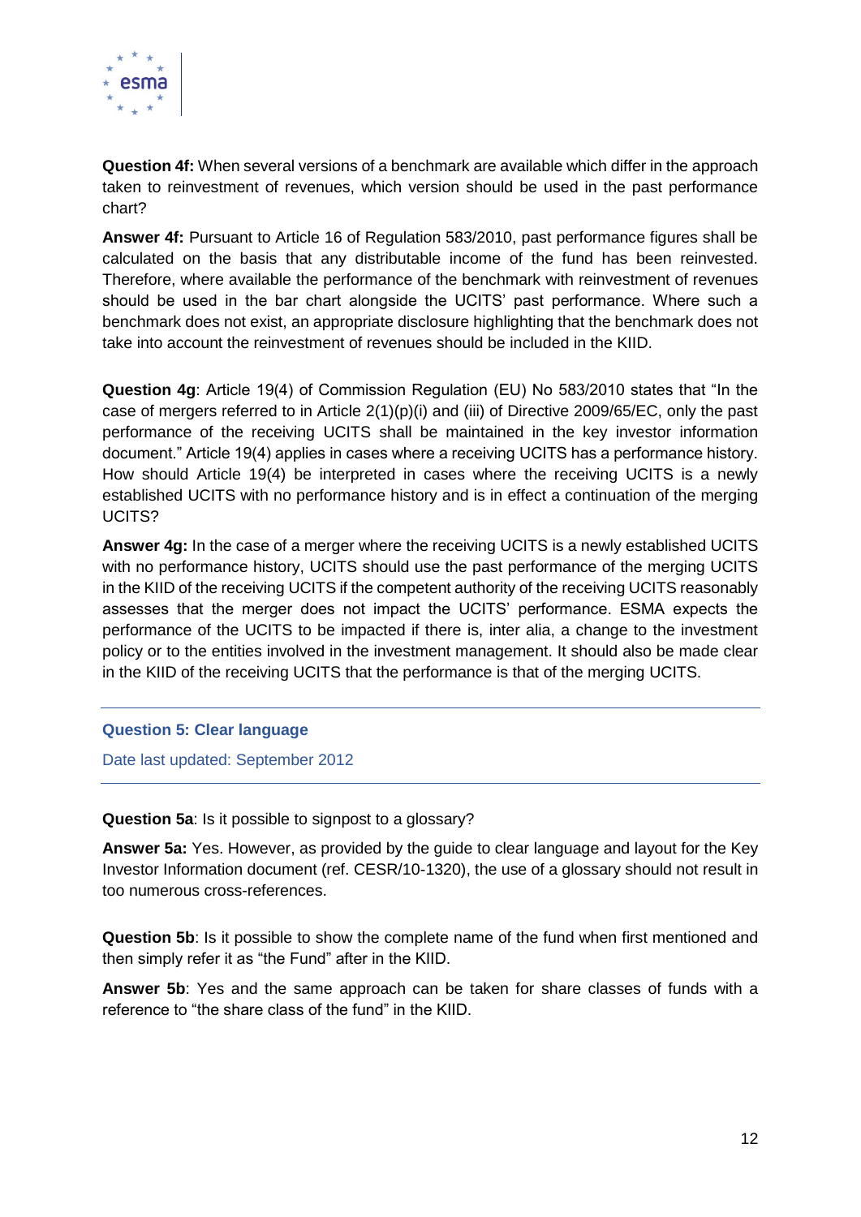**Question 4f:** When several versions of a benchmark are available which differ in the approach taken to reinvestment of revenues, which version should be used in the past performance chart?

**Answer 4f:** Pursuant to Article 16 of Regulation 583/2010, past performance figures shall be calculated on the basis that any distributable income of the fund has been reinvested. Therefore, where available the performance of the benchmark with reinvestment of revenues should be used in the bar chart alongside the UCITS' past performance. Where such a benchmark does not exist, an appropriate disclosure highlighting that the benchmark does not take into account the reinvestment of revenues should be included in the KIID.

**Question 4g**: Article 19(4) of Commission Regulation (EU) No 583/2010 states that "In the case of mergers referred to in Article 2(1)(p)(i) and (iii) of Directive 2009/65/EC, only the past performance of the receiving UCITS shall be maintained in the key investor information document." Article 19(4) applies in cases where a receiving UCITS has a performance history. How should Article 19(4) be interpreted in cases where the receiving UCITS is a newly established UCITS with no performance history and is in effect a continuation of the merging UCITS?

**Answer 4g:** In the case of a merger where the receiving UCITS is a newly established UCITS with no performance history, UCITS should use the past performance of the merging UCITS in the KIID of the receiving UCITS if the competent authority of the receiving UCITS reasonably assesses that the merger does not impact the UCITS' performance. ESMA expects the performance of the UCITS to be impacted if there is, inter alia, a change to the investment policy or to the entities involved in the investment management. It should also be made clear in the KIID of the receiving UCITS that the performance is that of the merging UCITS.

## Question 5: Clear language

Date last updated: September 2012

**Question 5a**: Is it possible to signpost to a glossary?

**Answer 5a:** Yes. However, as provided by the guide to clear language and layout for the Key Investor Information document (ref. CESR/10-1320), the use of a glossary should not result in too numerous cross-references.

**Question 5b**: Is it possible to show the complete name of the fund when first mentioned and then simply refer it as "the Fund" after in the KIID.

**Answer 5b**: Yes and the same approach can be taken for share classes of funds with a reference to "the share class of the fund" in the KIID.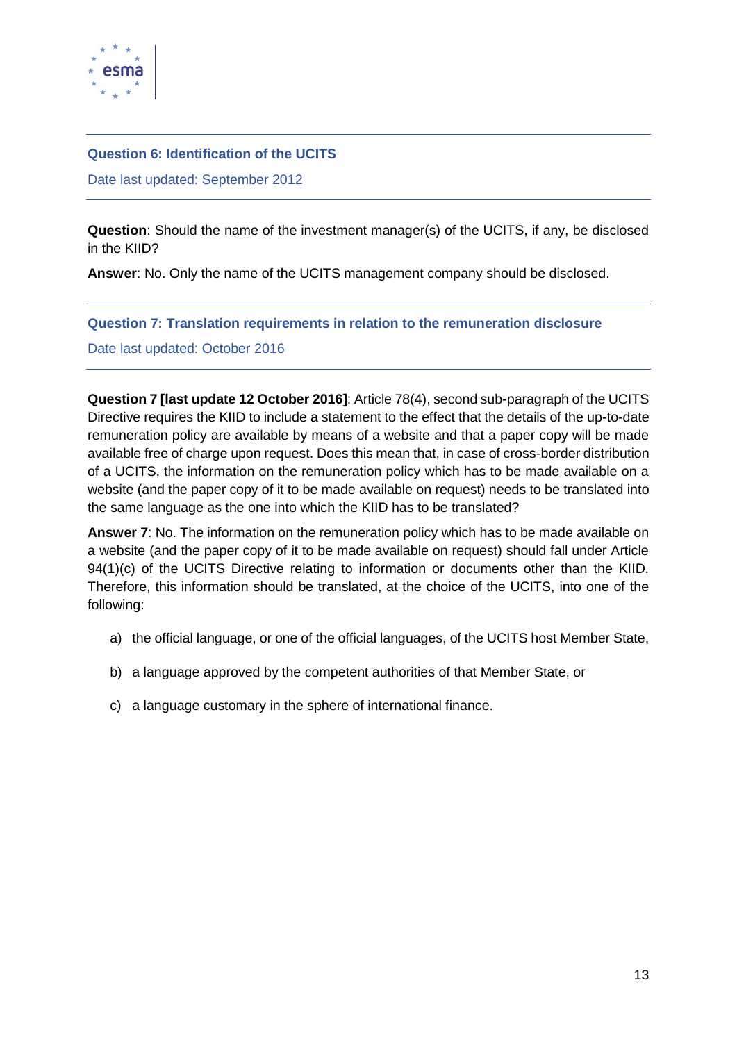### Question 6: Identification of the UCITS

Date last updated: September 2012

**Question**: Should the name of the investment manager(s) of the UCITS, if any, be disclosed in the KIID?

**Answer**: No. Only the name of the UCITS management company should be disclosed.

### Question 7: Translation requirements in relation to the remuneration disclosure

Date last updated: October 2016

**Question 7 [last update 12 October 2016]**: Article 78(4), second sub-paragraph of the UCITS Directive requires the KIID to include a statement to the effect that the details of the up-to-date remuneration policy are available by means of a website and that a paper copy will be made available free of charge upon request. Does this mean that, in case of cross-border distribution of a UCITS, the information on the remuneration policy which has to be made available on a website (and the paper copy of it to be made available on request) needs to be translated into the same language as the one into which the KIID has to be translated?

**Answer 7**: No. The information on the remuneration policy which has to be made available on a website (and the paper copy of it to be made available on request) should fall under Article 94(1)(c) of the UCITS Directive relating to information or documents other than the KIID. Therefore, this information should be translated, at the choice of the UCITS, into one of the following:

a) the official language, or one of the official languages, of the UCITS host Member State,

b) a language approved by the competent authorities of that Member State, or

c) a language customary in the sphere of international finance.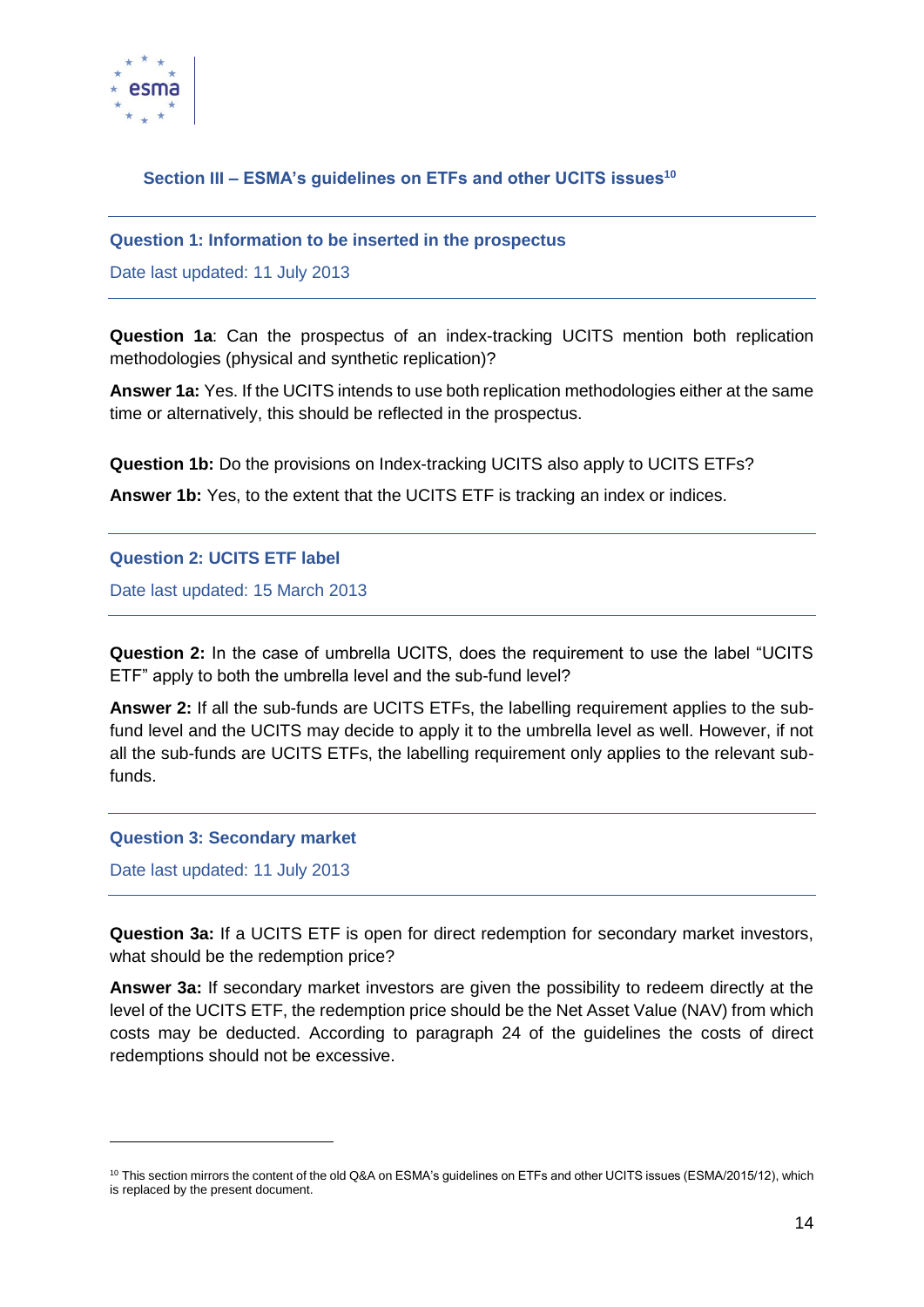## Section III – ESMA's guidelines on ETFs and other UCITS issues[10]

---

### Question 1: Information to be inserted in the prospectus

Date last updated: 11 July 2013

---

**Question 1a**: Can the prospectus of an index-tracking UCITS mention both replication methodologies (physical and synthetic replication)?

**Answer 1a:** Yes. If the UCITS intends to use both replication methodologies either at the same time or alternatively, this should be reflected in the prospectus.

**Question 1b:** Do the provisions on Index-tracking UCITS also apply to UCITS ETFs?

**Answer 1b:** Yes, to the extent that the UCITS ETF is tracking an index or indices.

---

### Question 2: UCITS ETF label

Date last updated: 15 March 2013

---

**Question 2:** In the case of umbrella UCITS, does the requirement to use the label "UCITS ETF" apply to both the umbrella level and the sub-fund level?

**Answer 2:** If all the sub-funds are UCITS ETFs, the labelling requirement applies to the sub-fund level and the UCITS may decide to apply it to the umbrella level as well. However, if not all the sub-funds are UCITS ETFs, the labelling requirement only applies to the relevant sub-funds.

---

### Question 3: Secondary market

Date last updated: 11 July 2013

---

**Question 3a:** If a UCITS ETF is open for direct redemption for secondary market investors, what should be the redemption price?

**Answer 3a:** If secondary market investors are given the possibility to redeem directly at the level of the UCITS ETF, the redemption price should be the Net Asset Value (NAV) from which costs may be deducted. According to paragraph 24 of the guidelines the costs of direct redemptions should not be excessive.

---

[10] This section mirrors the content of the old Q&A on ESMA's guidelines on ETFs and other UCITS issues (ESMA/2015/12), which is replaced by the present document.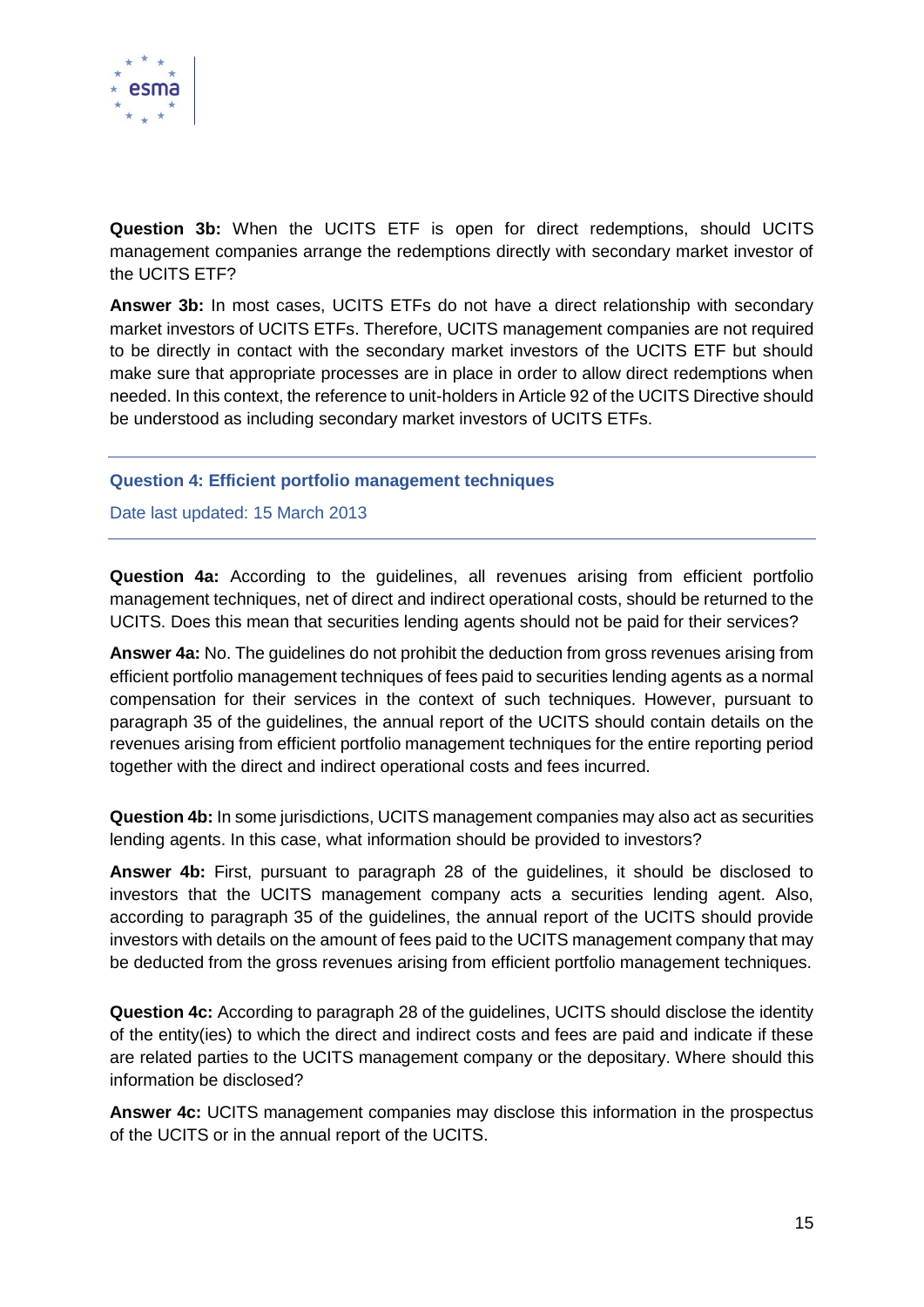**Question 3b:** When the UCITS ETF is open for direct redemptions, should UCITS management companies arrange the redemptions directly with secondary market investor of the UCITS ETF?

**Answer 3b:** In most cases, UCITS ETFs do not have a direct relationship with secondary market investors of UCITS ETFs. Therefore, UCITS management companies are not required to be directly in contact with the secondary market investors of the UCITS ETF but should make sure that appropriate processes are in place in order to allow direct redemptions when needed. In this context, the reference to unit-holders in Article 92 of the UCITS Directive should be understood as including secondary market investors of UCITS ETFs.

---

## Question 4: Efficient portfolio management techniques

Date last updated: 15 March 2013

---

**Question 4a:** According to the guidelines, all revenues arising from efficient portfolio management techniques, net of direct and indirect operational costs, should be returned to the UCITS. Does this mean that securities lending agents should not be paid for their services?

**Answer 4a:** No. The guidelines do not prohibit the deduction from gross revenues arising from efficient portfolio management techniques of fees paid to securities lending agents as a normal compensation for their services in the context of such techniques. However, pursuant to paragraph 35 of the guidelines, the annual report of the UCITS should contain details on the revenues arising from efficient portfolio management techniques for the entire reporting period together with the direct and indirect operational costs and fees incurred.

**Question 4b:** In some jurisdictions, UCITS management companies may also act as securities lending agents. In this case, what information should be provided to investors?

**Answer 4b:** First, pursuant to paragraph 28 of the guidelines, it should be disclosed to investors that the UCITS management company acts a securities lending agent. Also, according to paragraph 35 of the guidelines, the annual report of the UCITS should provide investors with details on the amount of fees paid to the UCITS management company that may be deducted from the gross revenues arising from efficient portfolio management techniques.

**Question 4c:** According to paragraph 28 of the guidelines, UCITS should disclose the identity of the entity(ies) to which the direct and indirect costs and fees are paid and indicate if these are related parties to the UCITS management company or the depositary. Where should this information be disclosed?

**Answer 4c:** UCITS management companies may disclose this information in the prospectus of the UCITS or in the annual report of the UCITS.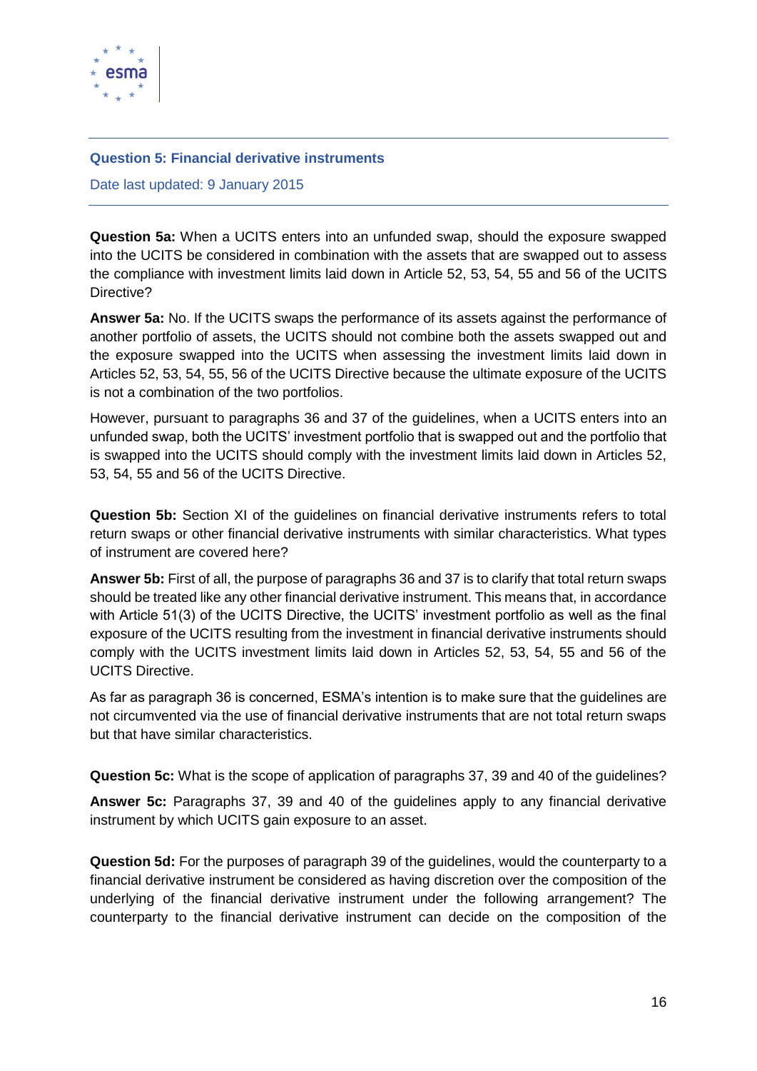### Question 5: Financial derivative instruments

Date last updated: 9 January 2015

**Question 5a:** When a UCITS enters into an unfunded swap, should the exposure swapped into the UCITS be considered in combination with the assets that are swapped out to assess the compliance with investment limits laid down in Article 52, 53, 54, 55 and 56 of the UCITS Directive?

**Answer 5a:** No. If the UCITS swaps the performance of its assets against the performance of another portfolio of assets, the UCITS should not combine both the assets swapped out and the exposure swapped into the UCITS when assessing the investment limits laid down in Articles 52, 53, 54, 55, 56 of the UCITS Directive because the ultimate exposure of the UCITS is not a combination of the two portfolios.

However, pursuant to paragraphs 36 and 37 of the guidelines, when a UCITS enters into an unfunded swap, both the UCITS' investment portfolio that is swapped out and the portfolio that is swapped into the UCITS should comply with the investment limits laid down in Articles 52, 53, 54, 55 and 56 of the UCITS Directive.

**Question 5b:** Section XI of the guidelines on financial derivative instruments refers to total return swaps or other financial derivative instruments with similar characteristics. What types of instrument are covered here?

**Answer 5b:** First of all, the purpose of paragraphs 36 and 37 is to clarify that total return swaps should be treated like any other financial derivative instrument. This means that, in accordance with Article 51(3) of the UCITS Directive, the UCITS' investment portfolio as well as the final exposure of the UCITS resulting from the investment in financial derivative instruments should comply with the UCITS investment limits laid down in Articles 52, 53, 54, 55 and 56 of the UCITS Directive.

As far as paragraph 36 is concerned, ESMA's intention is to make sure that the guidelines are not circumvented via the use of financial derivative instruments that are not total return swaps but that have similar characteristics.

**Question 5c:** What is the scope of application of paragraphs 37, 39 and 40 of the guidelines?

**Answer 5c:** Paragraphs 37, 39 and 40 of the guidelines apply to any financial derivative instrument by which UCITS gain exposure to an asset.

**Question 5d:** For the purposes of paragraph 39 of the guidelines, would the counterparty to a financial derivative instrument be considered as having discretion over the composition of the underlying of the financial derivative instrument under the following arrangement? The counterparty to the financial derivative instrument can decide on the composition of the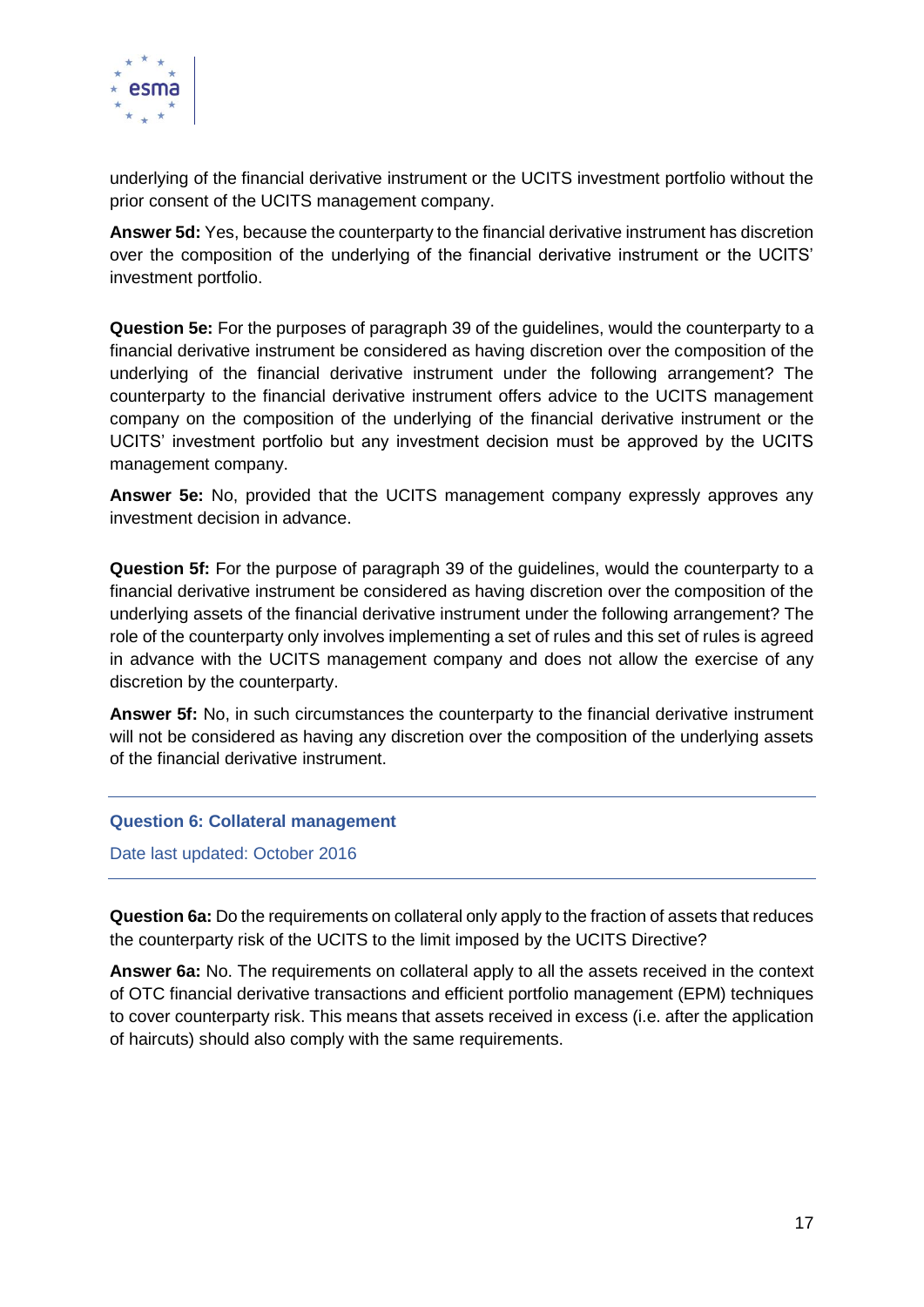underlying of the financial derivative instrument or the UCITS investment portfolio without the prior consent of the UCITS management company.

**Answer 5d:** Yes, because the counterparty to the financial derivative instrument has discretion over the composition of the underlying of the financial derivative instrument or the UCITS' investment portfolio.

**Question 5e:** For the purposes of paragraph 39 of the guidelines, would the counterparty to a financial derivative instrument be considered as having discretion over the composition of the underlying of the financial derivative instrument under the following arrangement? The counterparty to the financial derivative instrument offers advice to the UCITS management company on the composition of the underlying of the financial derivative instrument or the UCITS' investment portfolio but any investment decision must be approved by the UCITS management company.

**Answer 5e:** No, provided that the UCITS management company expressly approves any investment decision in advance.

**Question 5f:** For the purpose of paragraph 39 of the guidelines, would the counterparty to a financial derivative instrument be considered as having discretion over the composition of the underlying assets of the financial derivative instrument under the following arrangement? The role of the counterparty only involves implementing a set of rules and this set of rules is agreed in advance with the UCITS management company and does not allow the exercise of any discretion by the counterparty.

**Answer 5f:** No, in such circumstances the counterparty to the financial derivative instrument will not be considered as having any discretion over the composition of the underlying assets of the financial derivative instrument.

## Question 6: Collateral management

Date last updated: October 2016

**Question 6a:** Do the requirements on collateral only apply to the fraction of assets that reduces the counterparty risk of the UCITS to the limit imposed by the UCITS Directive?

**Answer 6a:** No. The requirements on collateral apply to all the assets received in the context of OTC financial derivative transactions and efficient portfolio management (EPM) techniques to cover counterparty risk. This means that assets received in excess (i.e. after the application of haircuts) should also comply with the same requirements.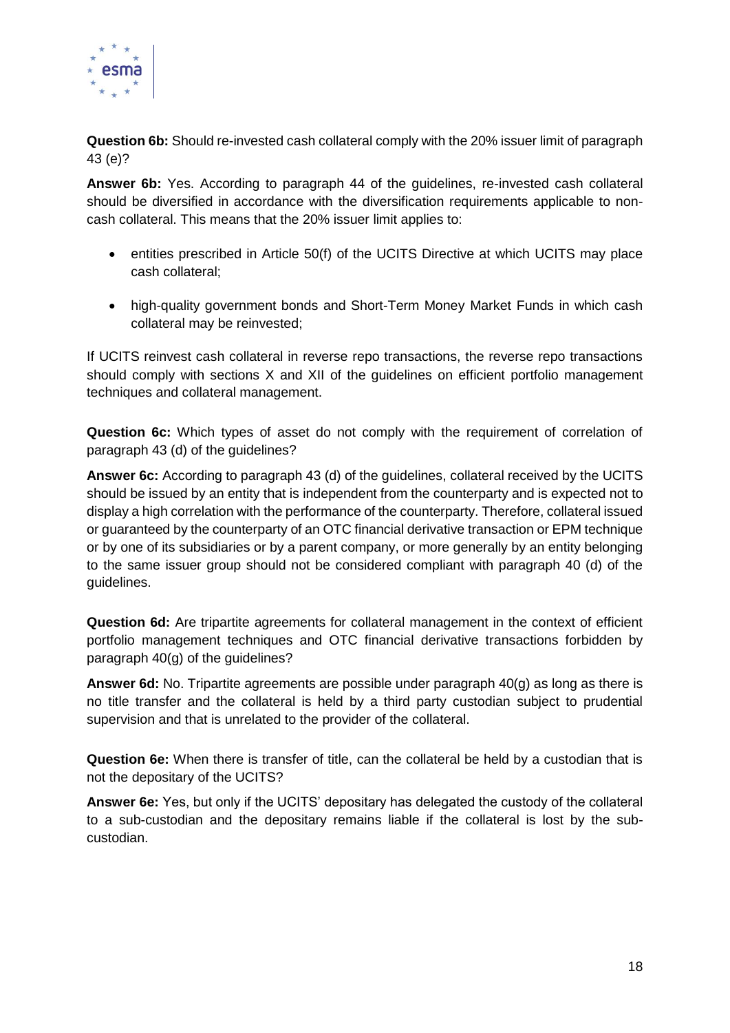**Question 6b:** Should re-invested cash collateral comply with the 20% issuer limit of paragraph 43 (e)?

**Answer 6b:** Yes. According to paragraph 44 of the guidelines, re-invested cash collateral should be diversified in accordance with the diversification requirements applicable to non-cash collateral. This means that the 20% issuer limit applies to:

- entities prescribed in Article 50(f) of the UCITS Directive at which UCITS may place cash collateral;
- high-quality government bonds and Short-Term Money Market Funds in which cash collateral may be reinvested;

If UCITS reinvest cash collateral in reverse repo transactions, the reverse repo transactions should comply with sections X and XII of the guidelines on efficient portfolio management techniques and collateral management.

**Question 6c:** Which types of asset do not comply with the requirement of correlation of paragraph 43 (d) of the guidelines?

**Answer 6c:** According to paragraph 43 (d) of the guidelines, collateral received by the UCITS should be issued by an entity that is independent from the counterparty and is expected not to display a high correlation with the performance of the counterparty. Therefore, collateral issued or guaranteed by the counterparty of an OTC financial derivative transaction or EPM technique or by one of its subsidiaries or by a parent company, or more generally by an entity belonging to the same issuer group should not be considered compliant with paragraph 40 (d) of the guidelines.

**Question 6d:** Are tripartite agreements for collateral management in the context of efficient portfolio management techniques and OTC financial derivative transactions forbidden by paragraph 40(g) of the guidelines?

**Answer 6d:** No. Tripartite agreements are possible under paragraph 40(g) as long as there is no title transfer and the collateral is held by a third party custodian subject to prudential supervision and that is unrelated to the provider of the collateral.

**Question 6e:** When there is transfer of title, can the collateral be held by a custodian that is not the depositary of the UCITS?

**Answer 6e:** Yes, but only if the UCITS' depositary has delegated the custody of the collateral to a sub-custodian and the depositary remains liable if the collateral is lost by the sub-custodian.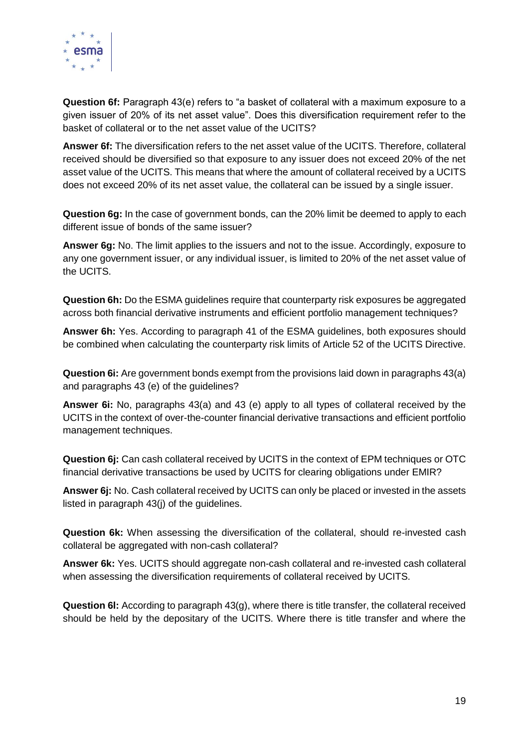**Question 6f:** Paragraph 43(e) refers to "a basket of collateral with a maximum exposure to a given issuer of 20% of its net asset value". Does this diversification requirement refer to the basket of collateral or to the net asset value of the UCITS?

**Answer 6f:** The diversification refers to the net asset value of the UCITS. Therefore, collateral received should be diversified so that exposure to any issuer does not exceed 20% of the net asset value of the UCITS. This means that where the amount of collateral received by a UCITS does not exceed 20% of its net asset value, the collateral can be issued by a single issuer.

**Question 6g:** In the case of government bonds, can the 20% limit be deemed to apply to each different issue of bonds of the same issuer?

**Answer 6g:** No. The limit applies to the issuers and not to the issue. Accordingly, exposure to any one government issuer, or any individual issuer, is limited to 20% of the net asset value of the UCITS.

**Question 6h:** Do the ESMA guidelines require that counterparty risk exposures be aggregated across both financial derivative instruments and efficient portfolio management techniques?

**Answer 6h:** Yes. According to paragraph 41 of the ESMA guidelines, both exposures should be combined when calculating the counterparty risk limits of Article 52 of the UCITS Directive.

**Question 6i:** Are government bonds exempt from the provisions laid down in paragraphs 43(a) and paragraphs 43 (e) of the guidelines?

**Answer 6i:** No, paragraphs 43(a) and 43 (e) apply to all types of collateral received by the UCITS in the context of over-the-counter financial derivative transactions and efficient portfolio management techniques.

**Question 6j:** Can cash collateral received by UCITS in the context of EPM techniques or OTC financial derivative transactions be used by UCITS for clearing obligations under EMIR?

**Answer 6j:** No. Cash collateral received by UCITS can only be placed or invested in the assets listed in paragraph 43(j) of the guidelines.

**Question 6k:** When assessing the diversification of the collateral, should re-invested cash collateral be aggregated with non-cash collateral?

**Answer 6k:** Yes. UCITS should aggregate non-cash collateral and re-invested cash collateral when assessing the diversification requirements of collateral received by UCITS.

**Question 6l:** According to paragraph 43(g), where there is title transfer, the collateral received should be held by the depositary of the UCITS. Where there is title transfer and where the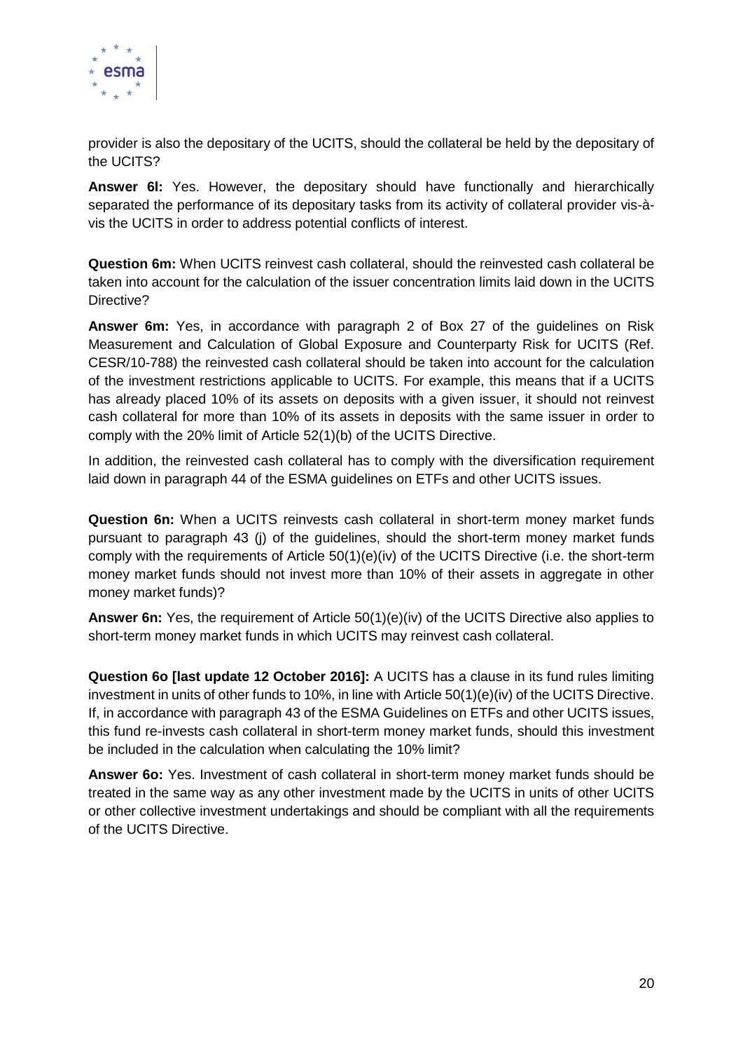provider is also the depositary of the UCITS, should the collateral be held by the depositary of the UCITS?

**Answer 6l:** Yes. However, the depositary should have functionally and hierarchically separated the performance of its depositary tasks from its activity of collateral provider vis-à-vis the UCITS in order to address potential conflicts of interest.

**Question 6m:** When UCITS reinvest cash collateral, should the reinvested cash collateral be taken into account for the calculation of the issuer concentration limits laid down in the UCITS Directive?

**Answer 6m:** Yes, in accordance with paragraph 2 of Box 27 of the guidelines on Risk Measurement and Calculation of Global Exposure and Counterparty Risk for UCITS (Ref. CESR/10-788) the reinvested cash collateral should be taken into account for the calculation of the investment restrictions applicable to UCITS. For example, this means that if a UCITS has already placed 10% of its assets on deposits with a given issuer, it should not reinvest cash collateral for more than 10% of its assets in deposits with the same issuer in order to comply with the 20% limit of Article 52(1)(b) of the UCITS Directive.

In addition, the reinvested cash collateral has to comply with the diversification requirement laid down in paragraph 44 of the ESMA guidelines on ETFs and other UCITS issues.

**Question 6n:** When a UCITS reinvests cash collateral in short-term money market funds pursuant to paragraph 43 (j) of the guidelines, should the short-term money market funds comply with the requirements of Article 50(1)(e)(iv) of the UCITS Directive (i.e. the short-term money market funds should not invest more than 10% of their assets in aggregate in other money market funds)?

**Answer 6n:** Yes, the requirement of Article 50(1)(e)(iv) of the UCITS Directive also applies to short-term money market funds in which UCITS may reinvest cash collateral.

**Question 6o [last update 12 October 2016]:** A UCITS has a clause in its fund rules limiting investment in units of other funds to 10%, in line with Article 50(1)(e)(iv) of the UCITS Directive. If, in accordance with paragraph 43 of the ESMA Guidelines on ETFs and other UCITS issues, this fund re-invests cash collateral in short-term money market funds, should this investment be included in the calculation when calculating the 10% limit?

**Answer 6o:** Yes. Investment of cash collateral in short-term money market funds should be treated in the same way as any other investment made by the UCITS in units of other UCITS or other collective investment undertakings and should be compliant with all the requirements of the UCITS Directive.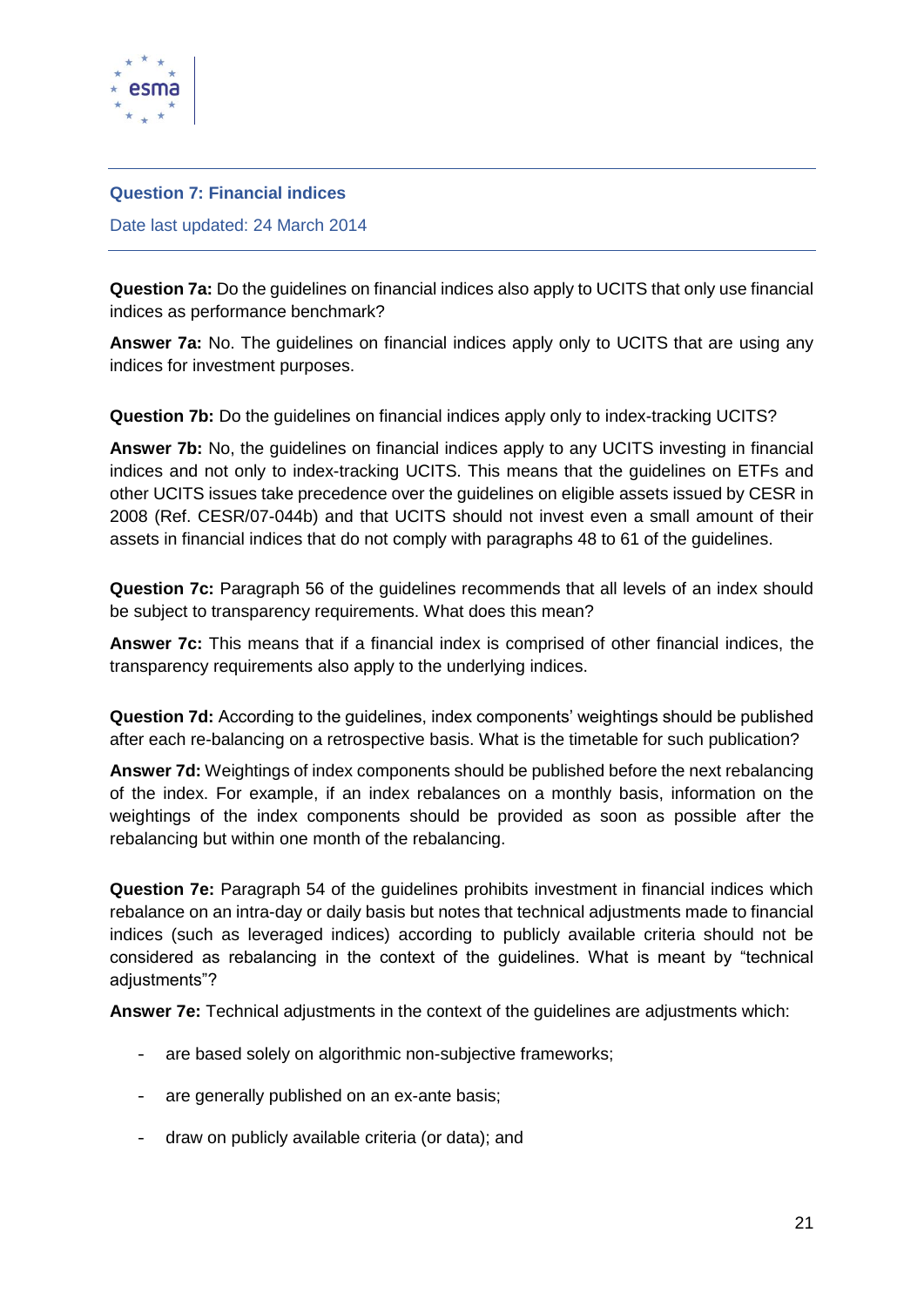## Question 7: Financial indices

Date last updated: 24 March 2014

**Question 7a:** Do the guidelines on financial indices also apply to UCITS that only use financial indices as performance benchmark?

**Answer 7a:** No. The guidelines on financial indices apply only to UCITS that are using any indices for investment purposes.

**Question 7b:** Do the guidelines on financial indices apply only to index-tracking UCITS?

**Answer 7b:** No, the guidelines on financial indices apply to any UCITS investing in financial indices and not only to index-tracking UCITS. This means that the guidelines on ETFs and other UCITS issues take precedence over the guidelines on eligible assets issued by CESR in 2008 (Ref. CESR/07-044b) and that UCITS should not invest even a small amount of their assets in financial indices that do not comply with paragraphs 48 to 61 of the guidelines.

**Question 7c:** Paragraph 56 of the guidelines recommends that all levels of an index should be subject to transparency requirements. What does this mean?

**Answer 7c:** This means that if a financial index is comprised of other financial indices, the transparency requirements also apply to the underlying indices.

**Question 7d:** According to the guidelines, index components' weightings should be published after each re-balancing on a retrospective basis. What is the timetable for such publication?

**Answer 7d:** Weightings of index components should be published before the next rebalancing of the index. For example, if an index rebalances on a monthly basis, information on the weightings of the index components should be provided as soon as possible after the rebalancing but within one month of the rebalancing.

**Question 7e:** Paragraph 54 of the guidelines prohibits investment in financial indices which rebalance on an intra-day or daily basis but notes that technical adjustments made to financial indices (such as leveraged indices) according to publicly available criteria should not be considered as rebalancing in the context of the guidelines. What is meant by "technical adjustments"?

**Answer 7e:** Technical adjustments in the context of the guidelines are adjustments which:

- are based solely on algorithmic non-subjective frameworks;
- are generally published on an ex-ante basis;
- draw on publicly available criteria (or data); and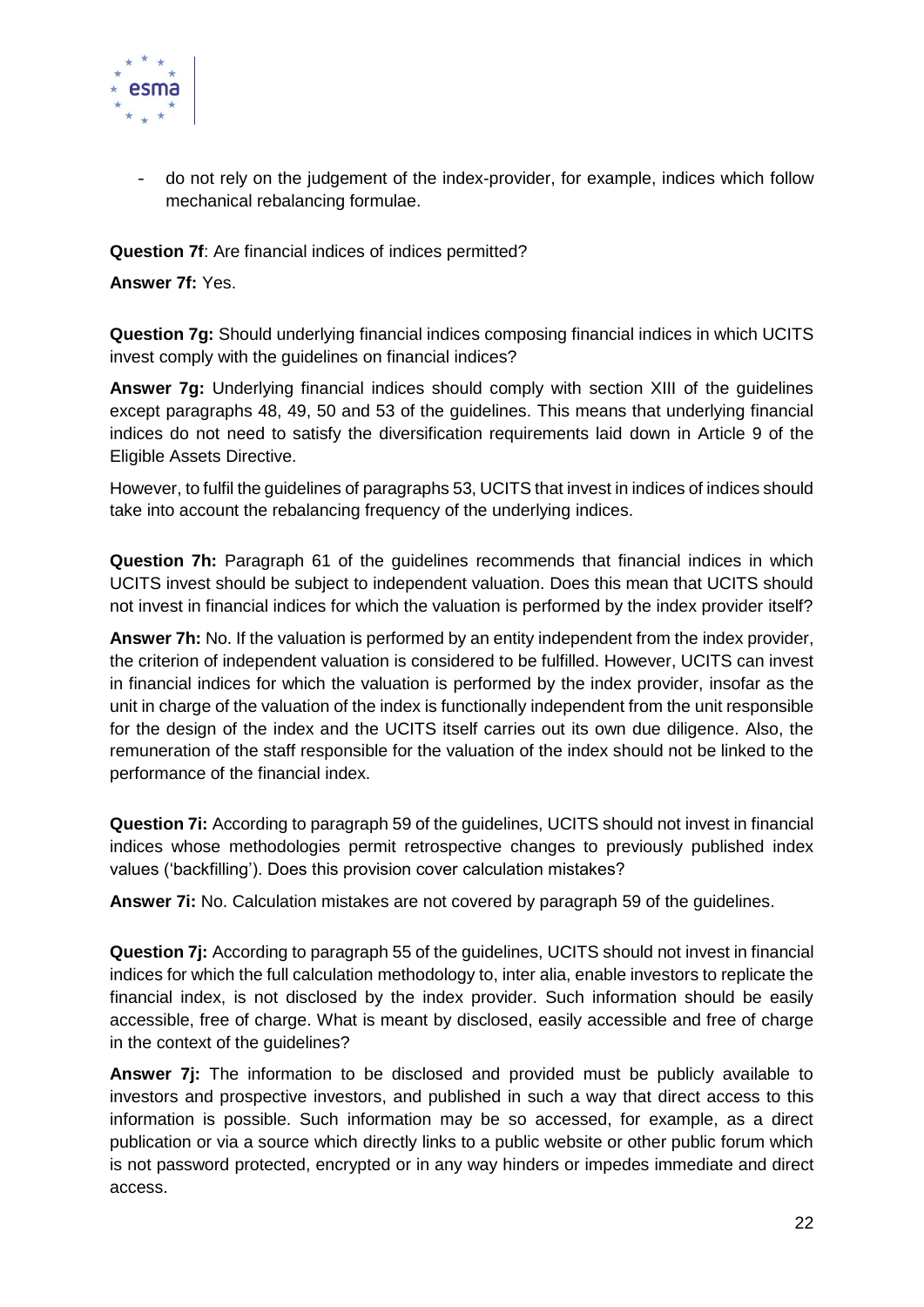- do not rely on the judgement of the index-provider, for example, indices which follow mechanical rebalancing formulae.

**Question 7f**: Are financial indices of indices permitted?

**Answer 7f:** Yes.

**Question 7g:** Should underlying financial indices composing financial indices in which UCITS invest comply with the guidelines on financial indices?

**Answer 7g:** Underlying financial indices should comply with section XIII of the guidelines except paragraphs 48, 49, 50 and 53 of the guidelines. This means that underlying financial indices do not need to satisfy the diversification requirements laid down in Article 9 of the Eligible Assets Directive.

However, to fulfil the guidelines of paragraphs 53, UCITS that invest in indices of indices should take into account the rebalancing frequency of the underlying indices.

**Question 7h:** Paragraph 61 of the guidelines recommends that financial indices in which UCITS invest should be subject to independent valuation. Does this mean that UCITS should not invest in financial indices for which the valuation is performed by the index provider itself?

**Answer 7h:** No. If the valuation is performed by an entity independent from the index provider, the criterion of independent valuation is considered to be fulfilled. However, UCITS can invest in financial indices for which the valuation is performed by the index provider, insofar as the unit in charge of the valuation of the index is functionally independent from the unit responsible for the design of the index and the UCITS itself carries out its own due diligence. Also, the remuneration of the staff responsible for the valuation of the index should not be linked to the performance of the financial index.

**Question 7i:** According to paragraph 59 of the guidelines, UCITS should not invest in financial indices whose methodologies permit retrospective changes to previously published index values ('backfilling'). Does this provision cover calculation mistakes?

**Answer 7i:** No. Calculation mistakes are not covered by paragraph 59 of the guidelines.

**Question 7j:** According to paragraph 55 of the guidelines, UCITS should not invest in financial indices for which the full calculation methodology to, inter alia, enable investors to replicate the financial index, is not disclosed by the index provider. Such information should be easily accessible, free of charge. What is meant by disclosed, easily accessible and free of charge in the context of the guidelines?

**Answer 7j:** The information to be disclosed and provided must be publicly available to investors and prospective investors, and published in such a way that direct access to this information is possible. Such information may be so accessed, for example, as a direct publication or via a source which directly links to a public website or other public forum which is not password protected, encrypted or in any way hinders or impedes immediate and direct access.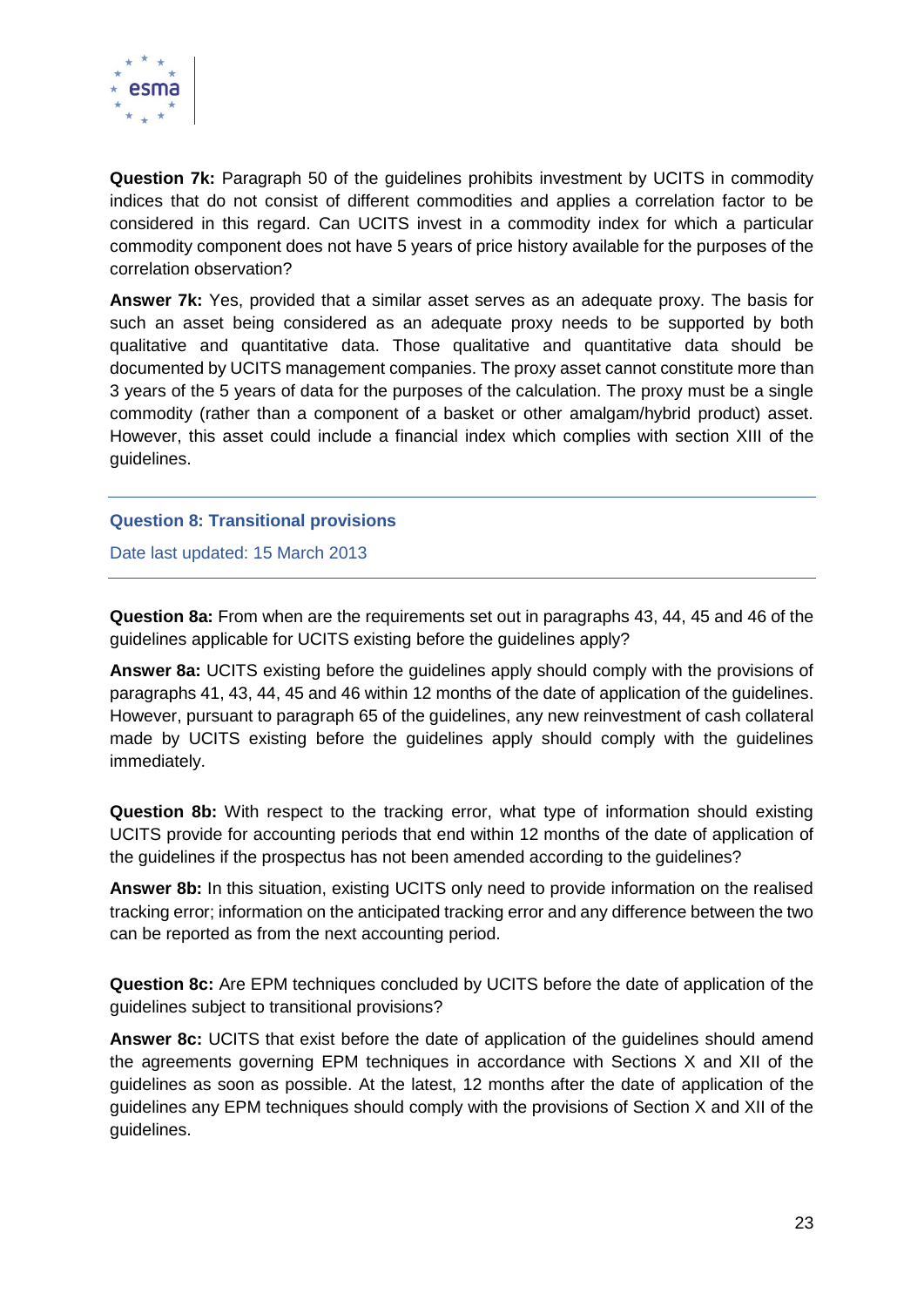**Question 7k:** Paragraph 50 of the guidelines prohibits investment by UCITS in commodity indices that do not consist of different commodities and applies a correlation factor to be considered in this regard. Can UCITS invest in a commodity index for which a particular commodity component does not have 5 years of price history available for the purposes of the correlation observation?

**Answer 7k:** Yes, provided that a similar asset serves as an adequate proxy. The basis for such an asset being considered as an adequate proxy needs to be supported by both qualitative and quantitative data. Those qualitative and quantitative data should be documented by UCITS management companies. The proxy asset cannot constitute more than 3 years of the 5 years of data for the purposes of the calculation. The proxy must be a single commodity (rather than a component of a basket or other amalgam/hybrid product) asset. However, this asset could include a financial index which complies with section XIII of the guidelines.

## Question 8: Transitional provisions

Date last updated: 15 March 2013

**Question 8a:** From when are the requirements set out in paragraphs 43, 44, 45 and 46 of the guidelines applicable for UCITS existing before the guidelines apply?

**Answer 8a:** UCITS existing before the guidelines apply should comply with the provisions of paragraphs 41, 43, 44, 45 and 46 within 12 months of the date of application of the guidelines. However, pursuant to paragraph 65 of the guidelines, any new reinvestment of cash collateral made by UCITS existing before the guidelines apply should comply with the guidelines immediately.

**Question 8b:** With respect to the tracking error, what type of information should existing UCITS provide for accounting periods that end within 12 months of the date of application of the guidelines if the prospectus has not been amended according to the guidelines?

**Answer 8b:** In this situation, existing UCITS only need to provide information on the realised tracking error; information on the anticipated tracking error and any difference between the two can be reported as from the next accounting period.

**Question 8c:** Are EPM techniques concluded by UCITS before the date of application of the guidelines subject to transitional provisions?

**Answer 8c:** UCITS that exist before the date of application of the guidelines should amend the agreements governing EPM techniques in accordance with Sections X and XII of the guidelines as soon as possible. At the latest, 12 months after the date of application of the guidelines any EPM techniques should comply with the provisions of Section X and XII of the guidelines.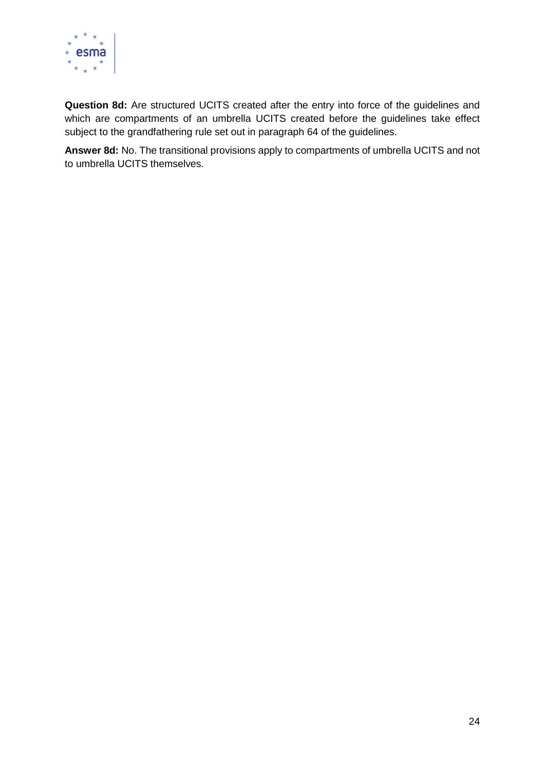**Question 8d:** Are structured UCITS created after the entry into force of the guidelines and which are compartments of an umbrella UCITS created before the guidelines take effect subject to the grandfathering rule set out in paragraph 64 of the guidelines.

**Answer 8d:** No. The transitional provisions apply to compartments of umbrella UCITS and not to umbrella UCITS themselves.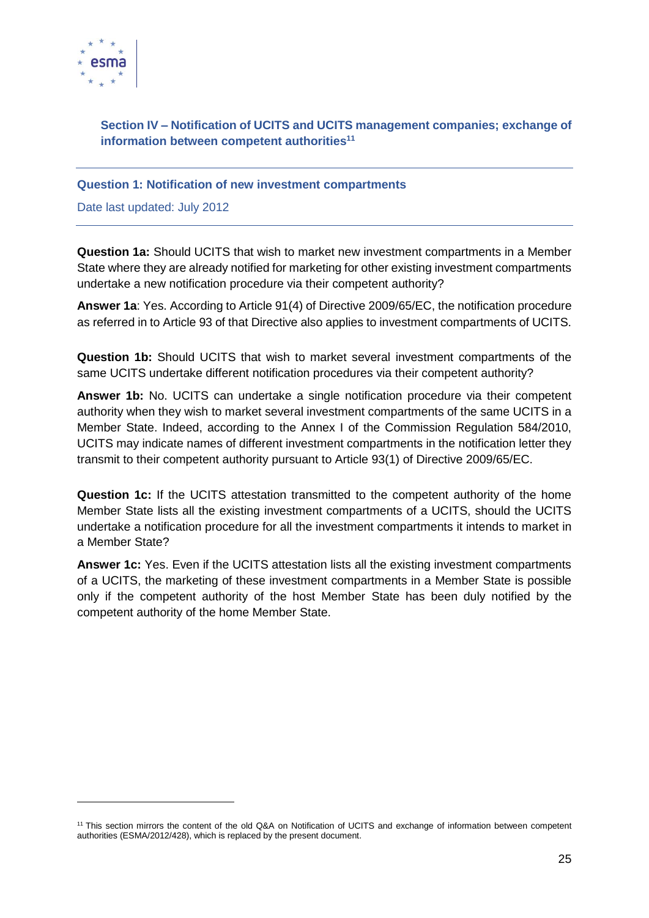## Section IV – Notification of UCITS and UCITS management companies; exchange of information between competent authorities[11]

### Question 1: Notification of new investment compartments

Date last updated: July 2012

**Question 1a:** Should UCITS that wish to market new investment compartments in a Member State where they are already notified for marketing for other existing investment compartments undertake a new notification procedure via their competent authority?

**Answer 1a**: Yes. According to Article 91(4) of Directive 2009/65/EC, the notification procedure as referred in to Article 93 of that Directive also applies to investment compartments of UCITS.

**Question 1b:** Should UCITS that wish to market several investment compartments of the same UCITS undertake different notification procedures via their competent authority?

**Answer 1b:** No. UCITS can undertake a single notification procedure via their competent authority when they wish to market several investment compartments of the same UCITS in a Member State. Indeed, according to the Annex I of the Commission Regulation 584/2010, UCITS may indicate names of different investment compartments in the notification letter they transmit to their competent authority pursuant to Article 93(1) of Directive 2009/65/EC.

**Question 1c:** If the UCITS attestation transmitted to the competent authority of the home Member State lists all the existing investment compartments of a UCITS, should the UCITS undertake a notification procedure for all the investment compartments it intends to market in a Member State?

**Answer 1c:** Yes. Even if the UCITS attestation lists all the existing investment compartments of a UCITS, the marketing of these investment compartments in a Member State is possible only if the competent authority of the host Member State has been duly notified by the competent authority of the home Member State.

[11] This section mirrors the content of the old Q&A on Notification of UCITS and exchange of information between competent authorities (ESMA/2012/428), which is replaced by the present document.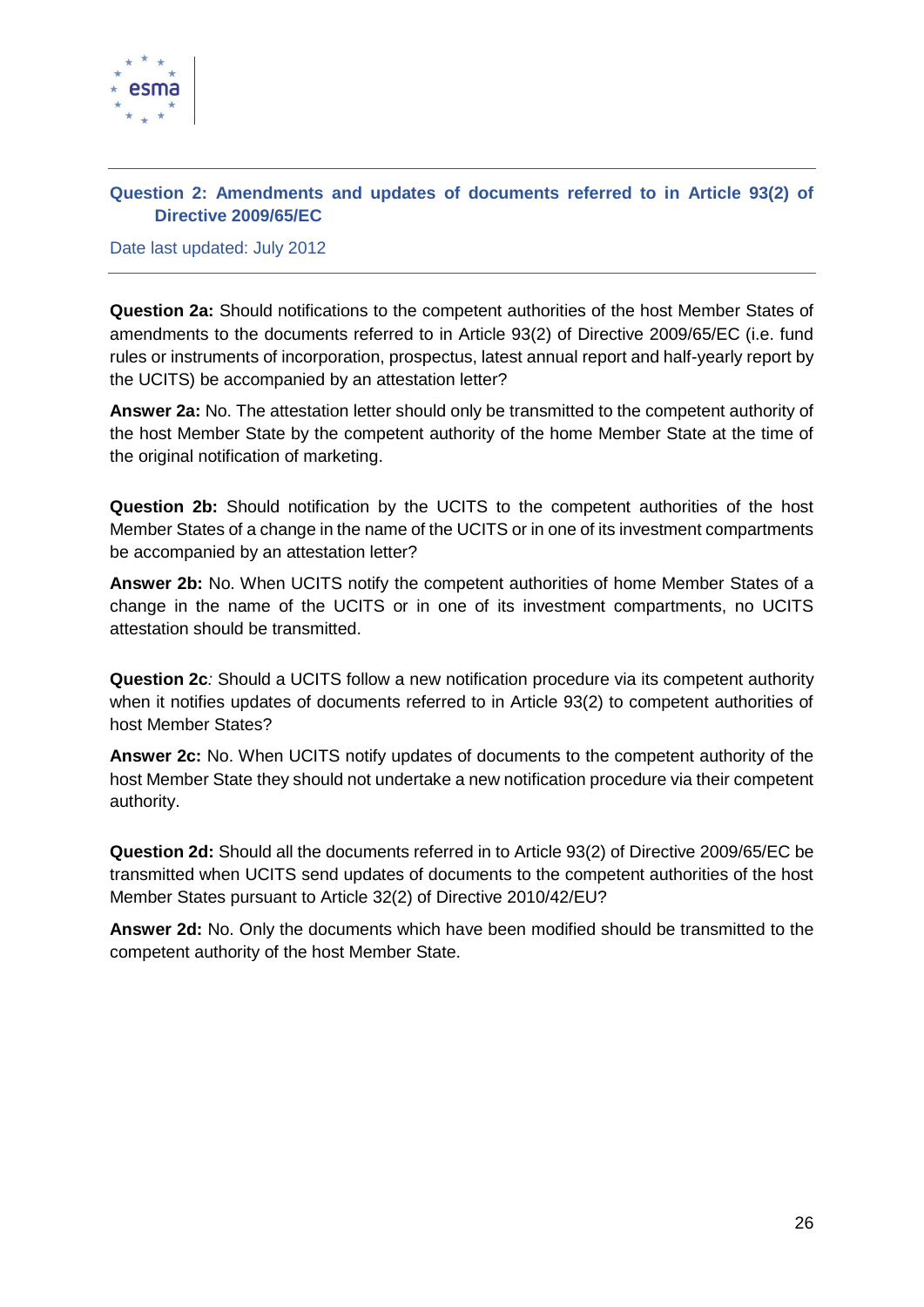## Question 2: Amendments and updates of documents referred to in Article 93(2) of Directive 2009/65/EC

Date last updated: July 2012

**Question 2a:** Should notifications to the competent authorities of the host Member States of amendments to the documents referred to in Article 93(2) of Directive 2009/65/EC (i.e. fund rules or instruments of incorporation, prospectus, latest annual report and half-yearly report by the UCITS) be accompanied by an attestation letter?

**Answer 2a:** No. The attestation letter should only be transmitted to the competent authority of the host Member State by the competent authority of the home Member State at the time of the original notification of marketing.

**Question 2b:** Should notification by the UCITS to the competent authorities of the host Member States of a change in the name of the UCITS or in one of its investment compartments be accompanied by an attestation letter?

**Answer 2b:** No. When UCITS notify the competent authorities of home Member States of a change in the name of the UCITS or in one of its investment compartments, no UCITS attestation should be transmitted.

**Question 2c***:* Should a UCITS follow a new notification procedure via its competent authority when it notifies updates of documents referred to in Article 93(2) to competent authorities of host Member States?

**Answer 2c:** No. When UCITS notify updates of documents to the competent authority of the host Member State they should not undertake a new notification procedure via their competent authority.

**Question 2d:** Should all the documents referred in to Article 93(2) of Directive 2009/65/EC be transmitted when UCITS send updates of documents to the competent authorities of the host Member States pursuant to Article 32(2) of Directive 2010/42/EU?

**Answer 2d:** No. Only the documents which have been modified should be transmitted to the competent authority of the host Member State.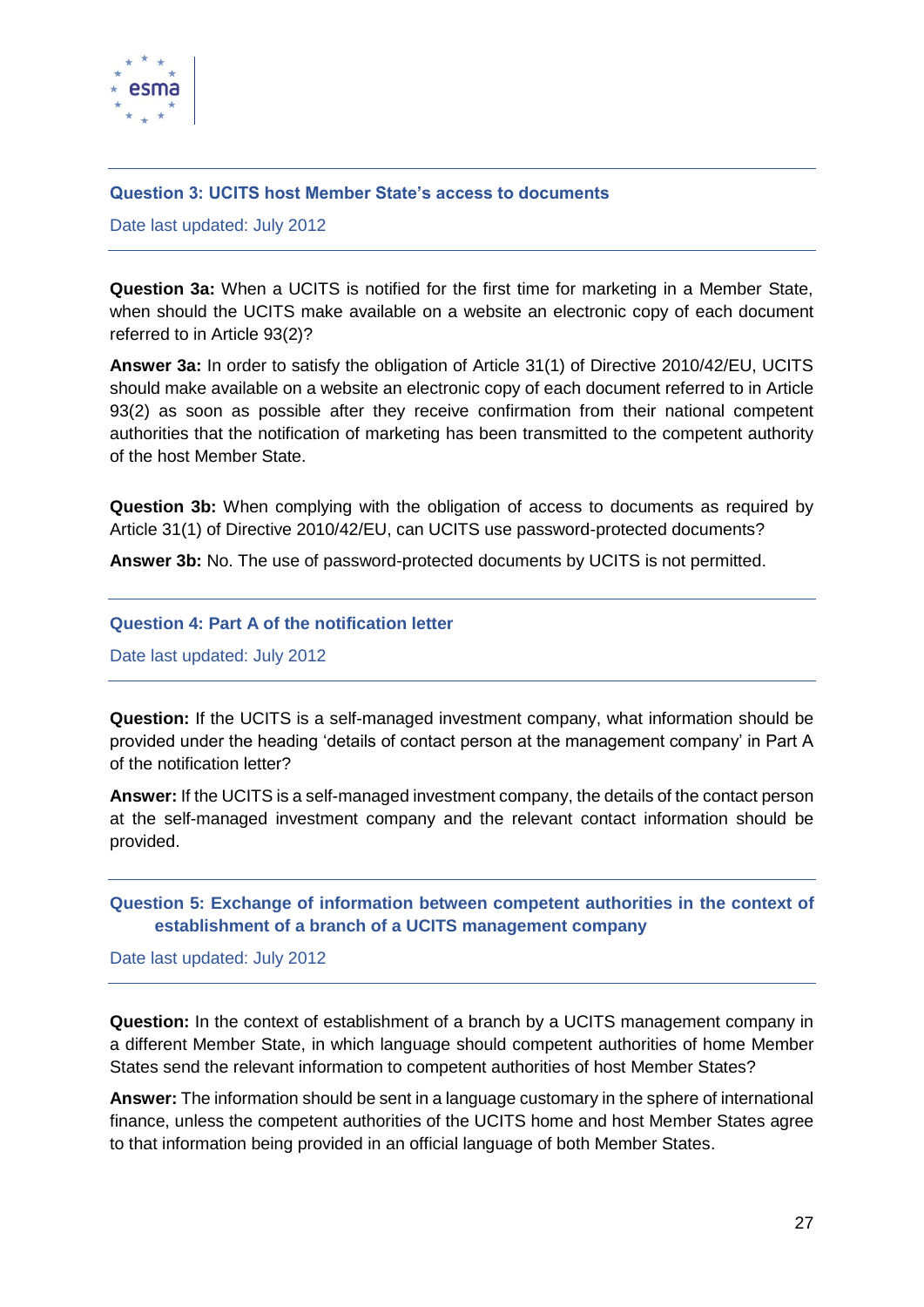### Question 3: UCITS host Member State's access to documents

Date last updated: July 2012

**Question 3a:** When a UCITS is notified for the first time for marketing in a Member State, when should the UCITS make available on a website an electronic copy of each document referred to in Article 93(2)?

**Answer 3a:** In order to satisfy the obligation of Article 31(1) of Directive 2010/42/EU, UCITS should make available on a website an electronic copy of each document referred to in Article 93(2) as soon as possible after they receive confirmation from their national competent authorities that the notification of marketing has been transmitted to the competent authority of the host Member State.

**Question 3b:** When complying with the obligation of access to documents as required by Article 31(1) of Directive 2010/42/EU, can UCITS use password-protected documents?

**Answer 3b:** No. The use of password-protected documents by UCITS is not permitted.

### Question 4: Part A of the notification letter

Date last updated: July 2012

**Question:** If the UCITS is a self-managed investment company, what information should be provided under the heading 'details of contact person at the management company' in Part A of the notification letter?

**Answer:** If the UCITS is a self-managed investment company, the details of the contact person at the self-managed investment company and the relevant contact information should be provided.

### Question 5: Exchange of information between competent authorities in the context of establishment of a branch of a UCITS management company

Date last updated: July 2012

**Question:** In the context of establishment of a branch by a UCITS management company in a different Member State, in which language should competent authorities of home Member States send the relevant information to competent authorities of host Member States?

**Answer:** The information should be sent in a language customary in the sphere of international finance, unless the competent authorities of the UCITS home and host Member States agree to that information being provided in an official language of both Member States.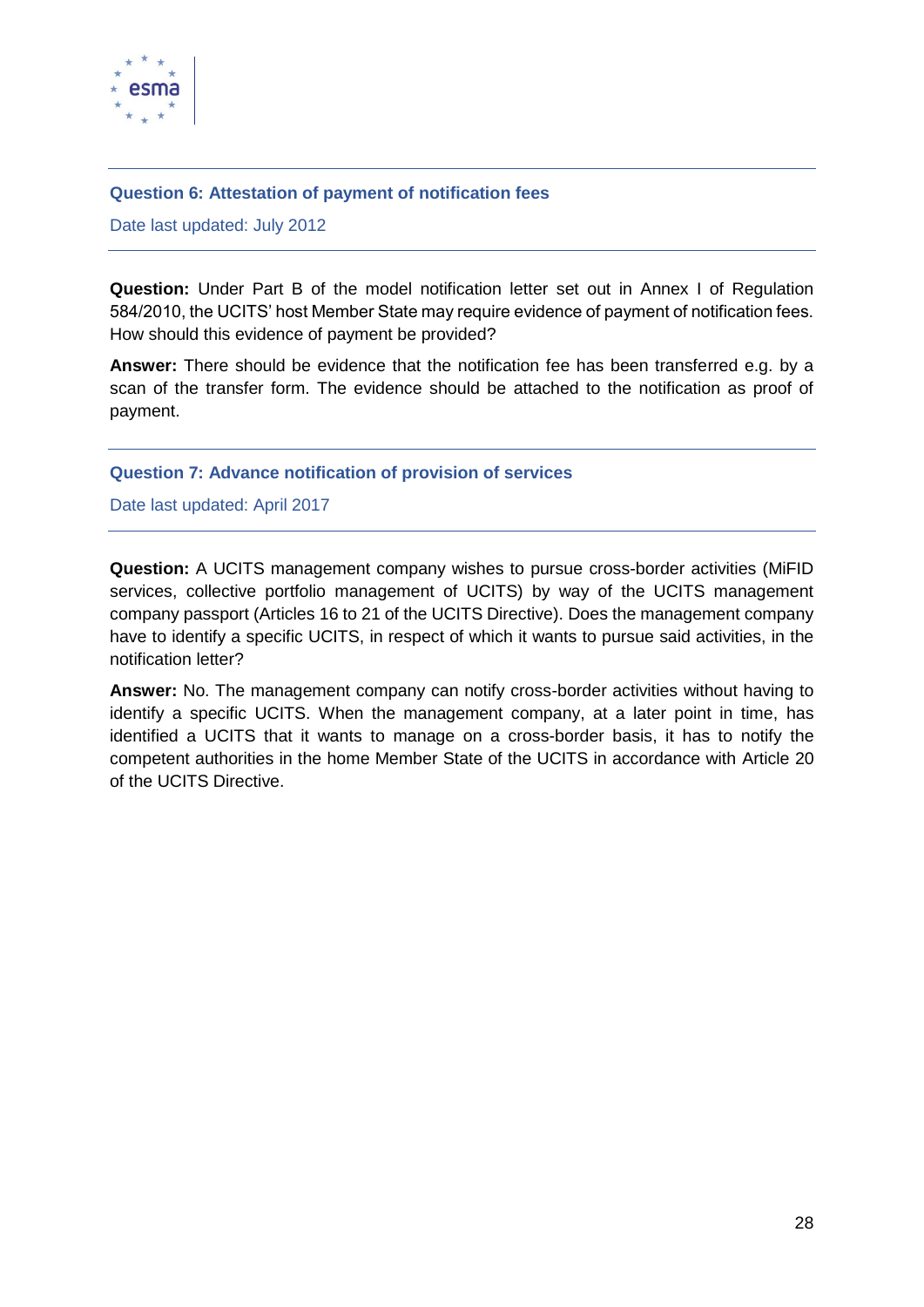### Question 6: Attestation of payment of notification fees

Date last updated: July 2012

**Question:** Under Part B of the model notification letter set out in Annex I of Regulation 584/2010, the UCITS' host Member State may require evidence of payment of notification fees. How should this evidence of payment be provided?

**Answer:** There should be evidence that the notification fee has been transferred e.g. by a scan of the transfer form. The evidence should be attached to the notification as proof of payment.

### Question 7: Advance notification of provision of services

Date last updated: April 2017

**Question:** A UCITS management company wishes to pursue cross-border activities (MiFID services, collective portfolio management of UCITS) by way of the UCITS management company passport (Articles 16 to 21 of the UCITS Directive). Does the management company have to identify a specific UCITS, in respect of which it wants to pursue said activities, in the notification letter?

**Answer:** No. The management company can notify cross-border activities without having to identify a specific UCITS. When the management company, at a later point in time, has identified a UCITS that it wants to manage on a cross-border basis, it has to notify the competent authorities in the home Member State of the UCITS in accordance with Article 20 of the UCITS Directive.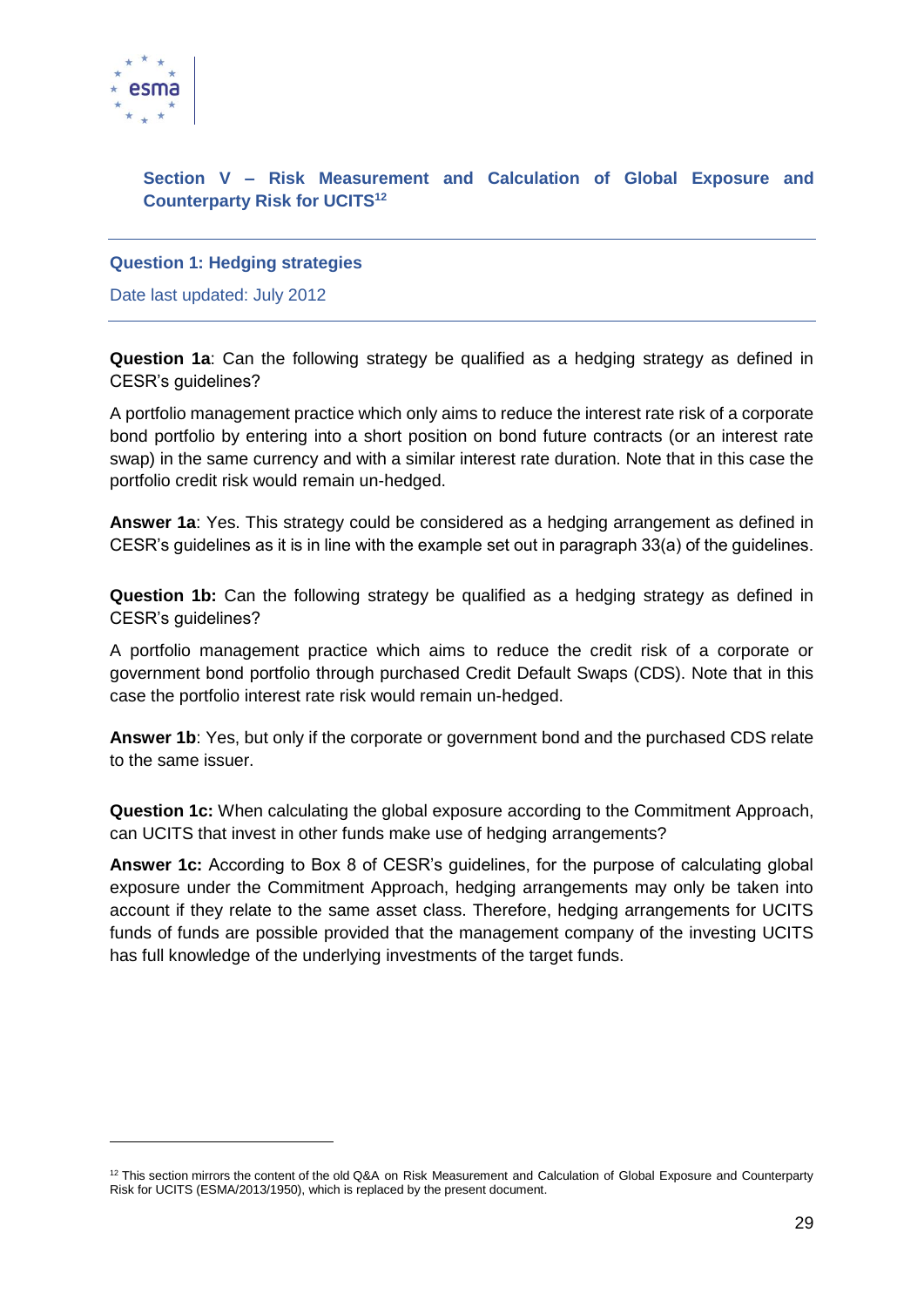## Section V – Risk Measurement and Calculation of Global Exposure and Counterparty Risk for UCITS[12]

### Question 1: Hedging strategies

Date last updated: July 2012

**Question 1a**: Can the following strategy be qualified as a hedging strategy as defined in CESR's guidelines?

A portfolio management practice which only aims to reduce the interest rate risk of a corporate bond portfolio by entering into a short position on bond future contracts (or an interest rate swap) in the same currency and with a similar interest rate duration. Note that in this case the portfolio credit risk would remain un-hedged.

**Answer 1a**: Yes. This strategy could be considered as a hedging arrangement as defined in CESR's guidelines as it is in line with the example set out in paragraph 33(a) of the guidelines.

**Question 1b:** Can the following strategy be qualified as a hedging strategy as defined in CESR's guidelines?

A portfolio management practice which aims to reduce the credit risk of a corporate or government bond portfolio through purchased Credit Default Swaps (CDS). Note that in this case the portfolio interest rate risk would remain un-hedged.

**Answer 1b**: Yes, but only if the corporate or government bond and the purchased CDS relate to the same issuer.

**Question 1c:** When calculating the global exposure according to the Commitment Approach, can UCITS that invest in other funds make use of hedging arrangements?

**Answer 1c:** According to Box 8 of CESR's guidelines, for the purpose of calculating global exposure under the Commitment Approach, hedging arrangements may only be taken into account if they relate to the same asset class. Therefore, hedging arrangements for UCITS funds of funds are possible provided that the management company of the investing UCITS has full knowledge of the underlying investments of the target funds.

[12] This section mirrors the content of the old Q&A on Risk Measurement and Calculation of Global Exposure and Counterparty Risk for UCITS (ESMA/2013/1950), which is replaced by the present document.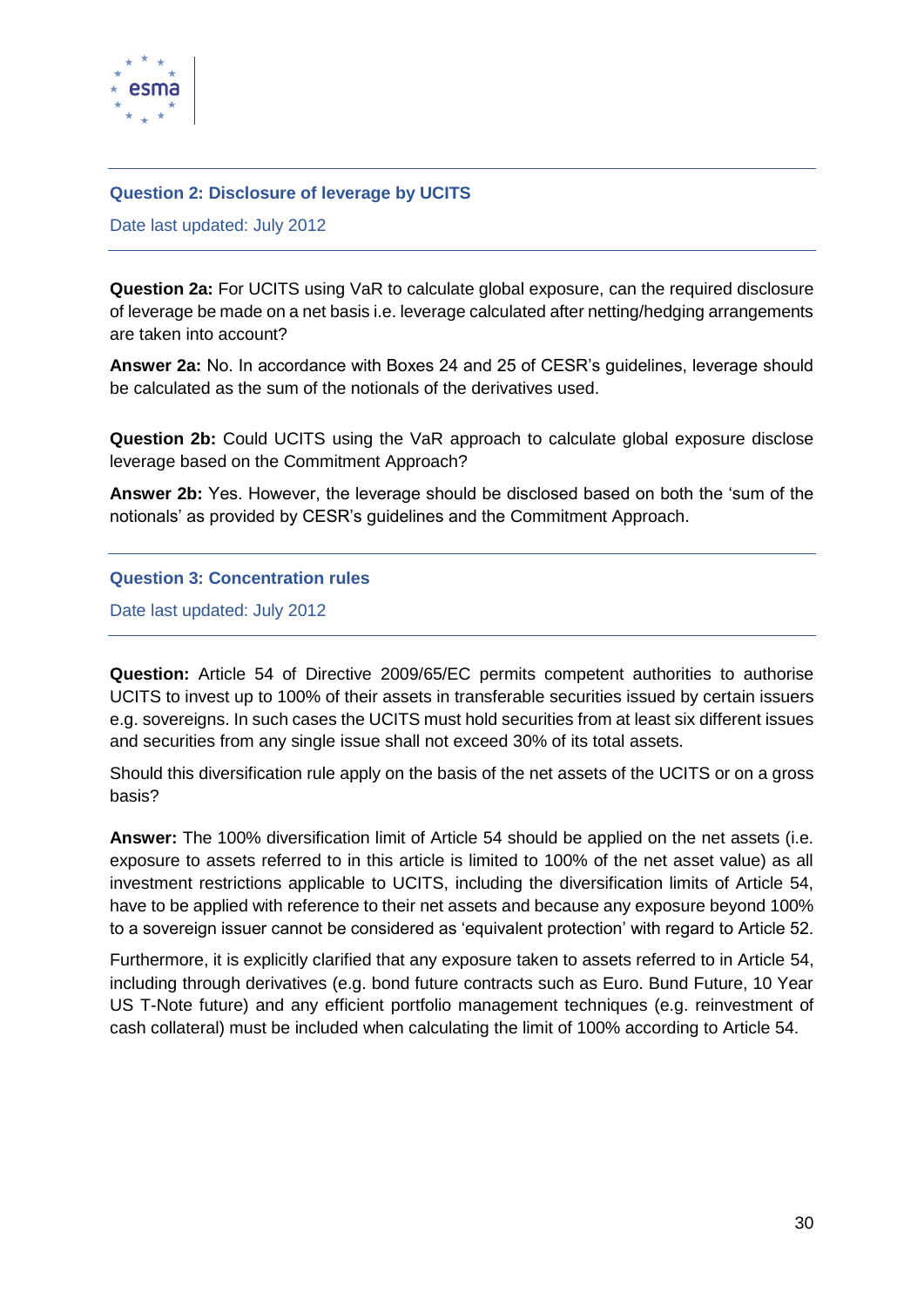### Question 2: Disclosure of leverage by UCITS

Date last updated: July 2012

**Question 2a:** For UCITS using VaR to calculate global exposure, can the required disclosure of leverage be made on a net basis i.e. leverage calculated after netting/hedging arrangements are taken into account?

**Answer 2a:** No. In accordance with Boxes 24 and 25 of CESR's guidelines, leverage should be calculated as the sum of the notionals of the derivatives used.

**Question 2b:** Could UCITS using the VaR approach to calculate global exposure disclose leverage based on the Commitment Approach?

**Answer 2b:** Yes. However, the leverage should be disclosed based on both the 'sum of the notionals' as provided by CESR's guidelines and the Commitment Approach.

### Question 3: Concentration rules

Date last updated: July 2012

**Question:** Article 54 of Directive 2009/65/EC permits competent authorities to authorise UCITS to invest up to 100% of their assets in transferable securities issued by certain issuers e.g. sovereigns. In such cases the UCITS must hold securities from at least six different issues and securities from any single issue shall not exceed 30% of its total assets.

Should this diversification rule apply on the basis of the net assets of the UCITS or on a gross basis?

**Answer:** The 100% diversification limit of Article 54 should be applied on the net assets (i.e. exposure to assets referred to in this article is limited to 100% of the net asset value) as all investment restrictions applicable to UCITS, including the diversification limits of Article 54, have to be applied with reference to their net assets and because any exposure beyond 100% to a sovereign issuer cannot be considered as 'equivalent protection' with regard to Article 52.

Furthermore, it is explicitly clarified that any exposure taken to assets referred to in Article 54, including through derivatives (e.g. bond future contracts such as Euro. Bund Future, 10 Year US T-Note future) and any efficient portfolio management techniques (e.g. reinvestment of cash collateral) must be included when calculating the limit of 100% according to Article 54.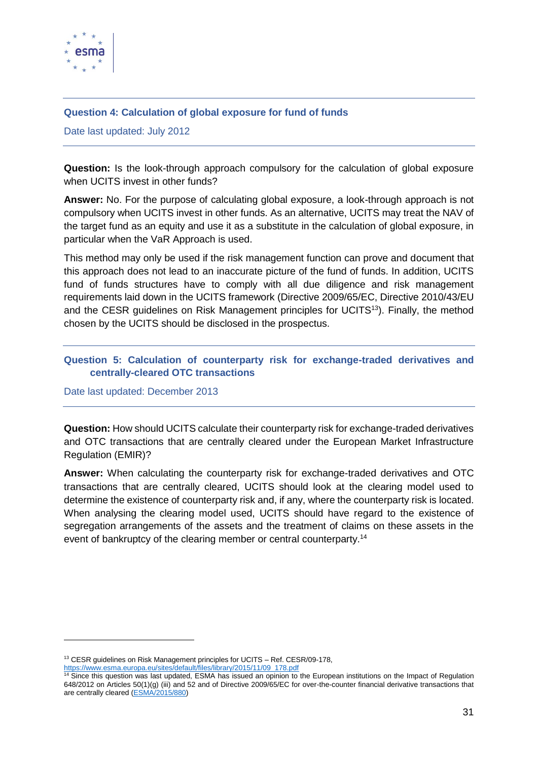### Question 4: Calculation of global exposure for fund of funds

Date last updated: July 2012

**Question:** Is the look-through approach compulsory for the calculation of global exposure when UCITS invest in other funds?

**Answer:** No. For the purpose of calculating global exposure, a look-through approach is not compulsory when UCITS invest in other funds. As an alternative, UCITS may treat the NAV of the target fund as an equity and use it as a substitute in the calculation of global exposure, in particular when the VaR Approach is used.

This method may only be used if the risk management function can prove and document that this approach does not lead to an inaccurate picture of the fund of funds. In addition, UCITS fund of funds structures have to comply with all due diligence and risk management requirements laid down in the UCITS framework (Directive 2009/65/EC, Directive 2010/43/EU and the CESR guidelines on Risk Management principles for UCITS[13]). Finally, the method chosen by the UCITS should be disclosed in the prospectus.

### Question 5: Calculation of counterparty risk for exchange-traded derivatives and centrally-cleared OTC transactions

Date last updated: December 2013

**Question:** How should UCITS calculate their counterparty risk for exchange-traded derivatives and OTC transactions that are centrally cleared under the European Market Infrastructure Regulation (EMIR)?

**Answer:** When calculating the counterparty risk for exchange-traded derivatives and OTC transactions that are centrally cleared, UCITS should look at the clearing model used to determine the existence of counterparty risk and, if any, where the counterparty risk is located. When analysing the clearing model used, UCITS should have regard to the existence of segregation arrangements of the assets and the treatment of claims on these assets in the event of bankruptcy of the clearing member or central counterparty.[14]

---

[13] CESR guidelines on Risk Management principles for UCITS – Ref. CESR/09-178, https://www.esma.europa.eu/sites/default/files/library/2015/11/09_178.pdf

[14] Since this question was last updated, ESMA has issued an opinion to the European institutions on the Impact of Regulation 648/2012 on Articles 50(1)(g) (iii) and 52 and of Directive 2009/65/EC for over-the-counter financial derivative transactions that are centrally cleared (ESMA/2015/880)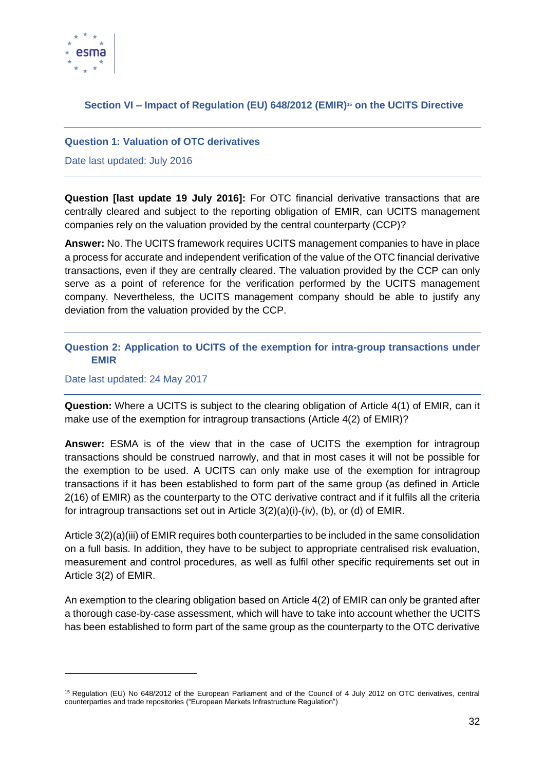## Section VI – Impact of Regulation (EU) 648/2012 (EMIR)[15] on the UCITS Directive

### Question 1: Valuation of OTC derivatives

Date last updated: July 2016

**Question [last update 19 July 2016]:** For OTC financial derivative transactions that are centrally cleared and subject to the reporting obligation of EMIR, can UCITS management companies rely on the valuation provided by the central counterparty (CCP)?

**Answer:** No. The UCITS framework requires UCITS management companies to have in place a process for accurate and independent verification of the value of the OTC financial derivative transactions, even if they are centrally cleared. The valuation provided by the CCP can only serve as a point of reference for the verification performed by the UCITS management company. Nevertheless, the UCITS management company should be able to justify any deviation from the valuation provided by the CCP.

### Question 2: Application to UCITS of the exemption for intra-group transactions under EMIR

Date last updated: 24 May 2017

**Question:** Where a UCITS is subject to the clearing obligation of Article 4(1) of EMIR, can it make use of the exemption for intragroup transactions (Article 4(2) of EMIR)?

**Answer:** ESMA is of the view that in the case of UCITS the exemption for intragroup transactions should be construed narrowly, and that in most cases it will not be possible for the exemption to be used. A UCITS can only make use of the exemption for intragroup transactions if it has been established to form part of the same group (as defined in Article 2(16) of EMIR) as the counterparty to the OTC derivative contract and if it fulfils all the criteria for intragroup transactions set out in Article 3(2)(a)(i)-(iv), (b), or (d) of EMIR.

Article 3(2)(a)(iii) of EMIR requires both counterparties to be included in the same consolidation on a full basis. In addition, they have to be subject to appropriate centralised risk evaluation, measurement and control procedures, as well as fulfil other specific requirements set out in Article 3(2) of EMIR.

An exemption to the clearing obligation based on Article 4(2) of EMIR can only be granted after a thorough case-by-case assessment, which will have to take into account whether the UCITS has been established to form part of the same group as the counterparty to the OTC derivative

---

[15] Regulation (EU) No 648/2012 of the European Parliament and of the Council of 4 July 2012 on OTC derivatives, central counterparties and trade repositories ("European Markets Infrastructure Regulation")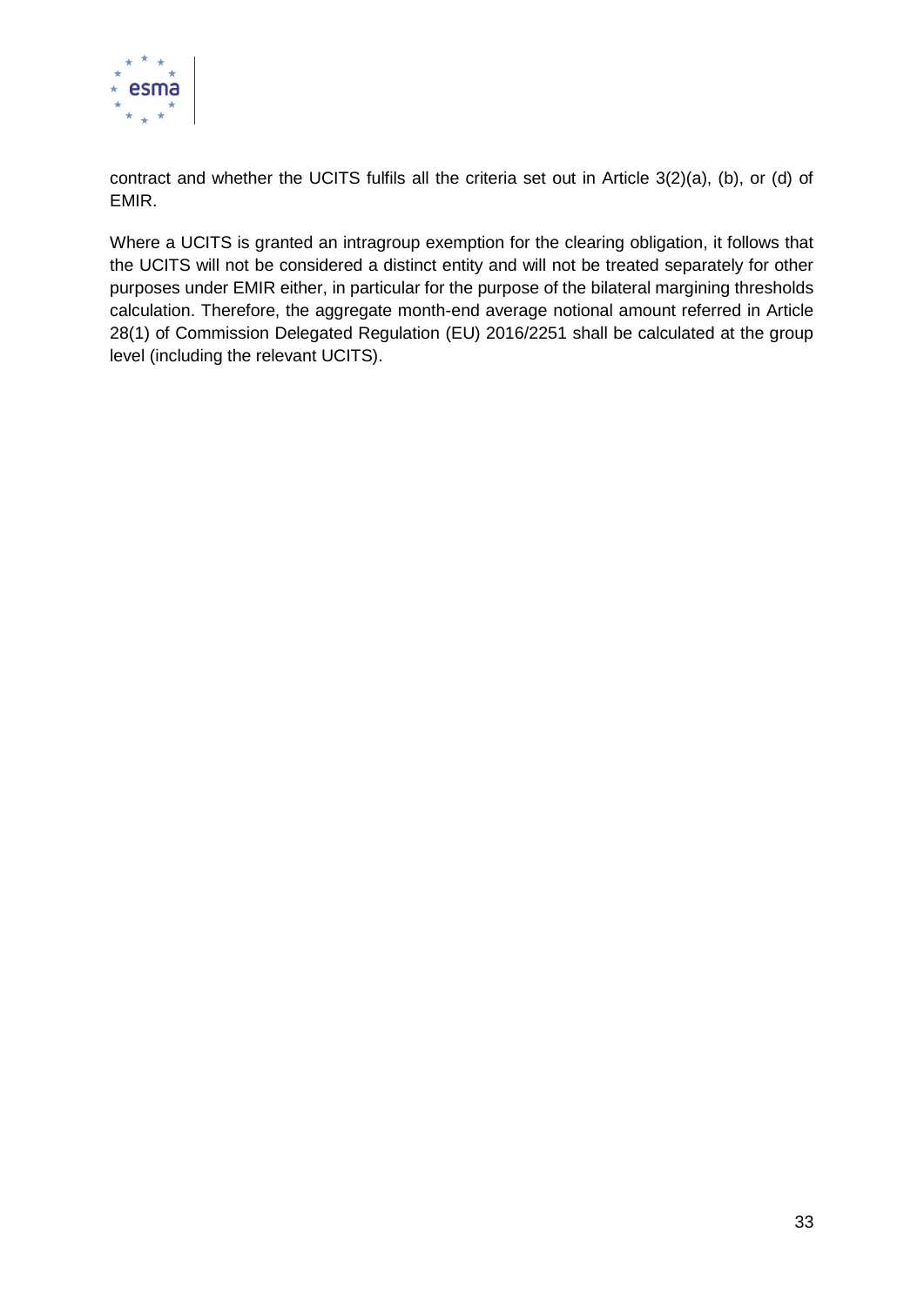contract and whether the UCITS fulfils all the criteria set out in Article 3(2)(a), (b), or (d) of EMIR.

Where a UCITS is granted an intragroup exemption for the clearing obligation, it follows that the UCITS will not be considered a distinct entity and will not be treated separately for other purposes under EMIR either, in particular for the purpose of the bilateral margining thresholds calculation. Therefore, the aggregate month-end average notional amount referred in Article 28(1) of Commission Delegated Regulation (EU) 2016/2251 shall be calculated at the group level (including the relevant UCITS).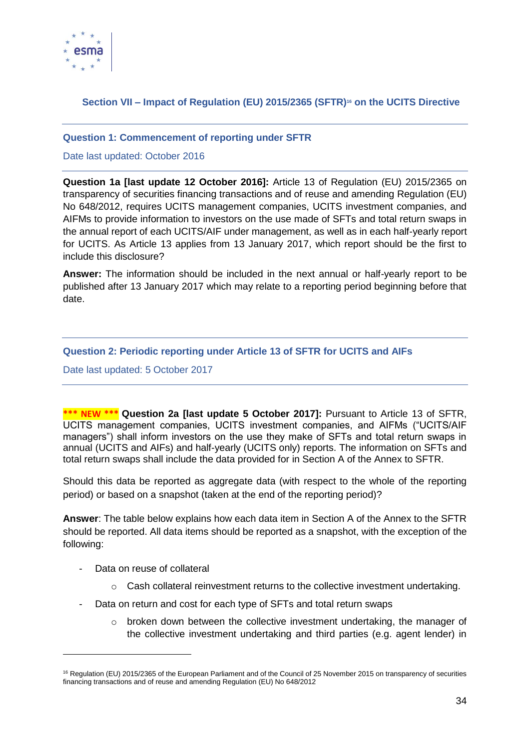## Section VII – Impact of Regulation (EU) 2015/2365 (SFTR)[16] on the UCITS Directive

### Question 1: Commencement of reporting under SFTR

Date last updated: October 2016

**Question 1a [last update 12 October 2016]:** Article 13 of Regulation (EU) 2015/2365 on transparency of securities financing transactions and of reuse and amending Regulation (EU) No 648/2012, requires UCITS management companies, UCITS investment companies, and AIFMs to provide information to investors on the use made of SFTs and total return swaps in the annual report of each UCITS/AIF under management, as well as in each half-yearly report for UCITS. As Article 13 applies from 13 January 2017, which report should be the first to include this disclosure?

**Answer:** The information should be included in the next annual or half-yearly report to be published after 13 January 2017 which may relate to a reporting period beginning before that date.

### Question 2: Periodic reporting under Article 13 of SFTR for UCITS and AIFs

Date last updated: 5 October 2017

**\*\*\* NEW \*\*\*** **Question 2a [last update 5 October 2017]:** Pursuant to Article 13 of SFTR, UCITS management companies, UCITS investment companies, and AIFMs ("UCITS/AIF managers") shall inform investors on the use they make of SFTs and total return swaps in annual (UCITS and AIFs) and half-yearly (UCITS only) reports. The information on SFTs and total return swaps shall include the data provided for in Section A of the Annex to SFTR.

Should this data be reported as aggregate data (with respect to the whole of the reporting period) or based on a snapshot (taken at the end of the reporting period)?

**Answer**: The table below explains how each data item in Section A of the Annex to the SFTR should be reported. All data items should be reported as a snapshot, with the exception of the following:

- Data on reuse of collateral
  - Cash collateral reinvestment returns to the collective investment undertaking.
- Data on return and cost for each type of SFTs and total return swaps
  - broken down between the collective investment undertaking, the manager of the collective investment undertaking and third parties (e.g. agent lender) in

[16] Regulation (EU) 2015/2365 of the European Parliament and of the Council of 25 November 2015 on transparency of securities financing transactions and of reuse and amending Regulation (EU) No 648/2012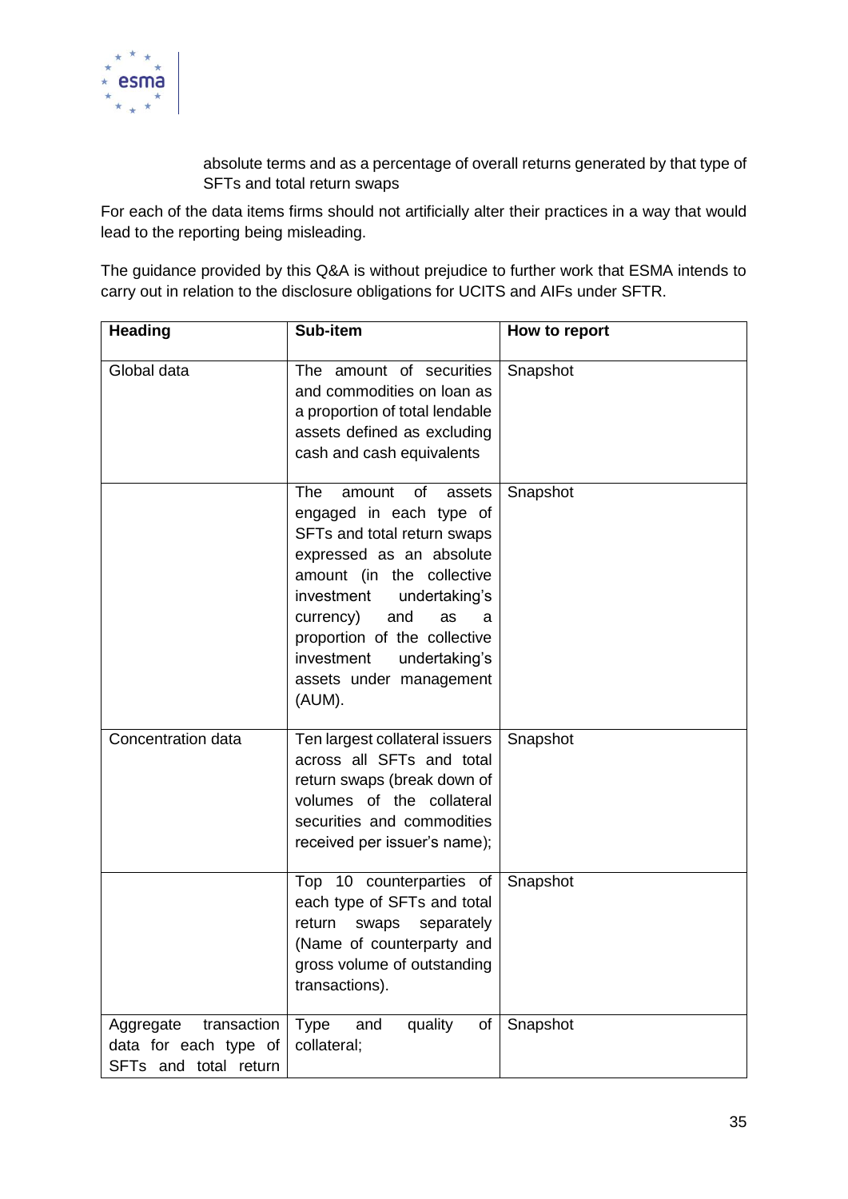absolute terms and as a percentage of overall returns generated by that type of SFTs and total return swaps

For each of the data items firms should not artificially alter their practices in a way that would lead to the reporting being misleading.

The guidance provided by this Q&A is without prejudice to further work that ESMA intends to carry out in relation to the disclosure obligations for UCITS and AIFs under SFTR.

| Heading | Sub-item | How to report |
|---|---|---|
| Global data | The amount of securities and commodities on loan as a proportion of total lendable assets defined as excluding cash and cash equivalents | Snapshot |
| | The amount of assets engaged in each type of SFTs and total return swaps expressed as an absolute amount (in the collective investment undertaking's currency) and as a proportion of the collective investment undertaking's assets under management (AUM). | Snapshot |
| Concentration data | Ten largest collateral issuers across all SFTs and total return swaps (break down of volumes of the collateral securities and commodities received per issuer's name); | Snapshot |
| | Top 10 counterparties of each type of SFTs and total return swaps separately (Name of counterparty and gross volume of outstanding transactions). | Snapshot |
| Aggregate transaction data for each type of SFTs and total return | Type and quality of collateral; | Snapshot |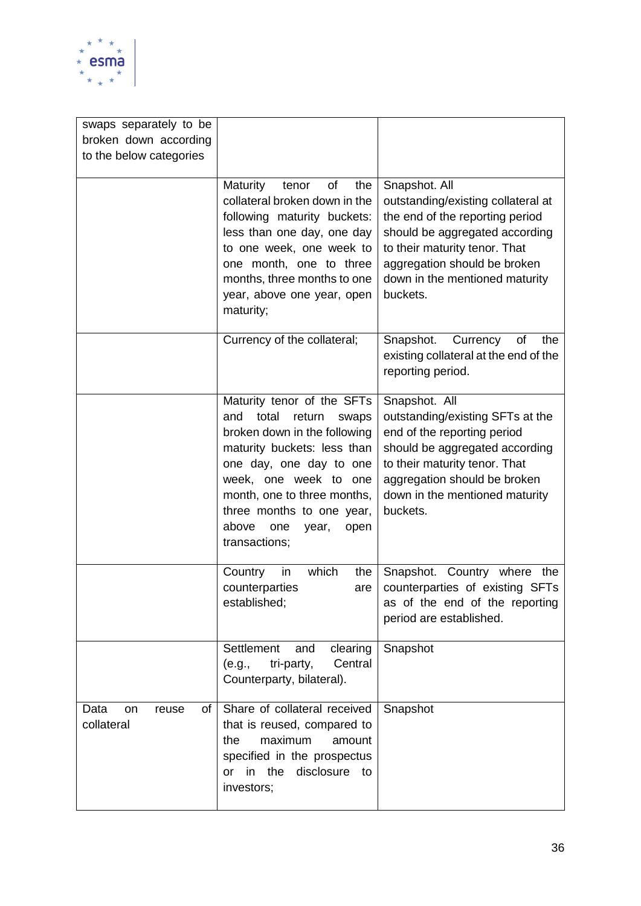| | | |
|---|---|---|
| swaps separately to be broken down according to the below categories | | |
| | Maturity tenor of the collateral broken down in the following maturity buckets: less than one day, one day to one week, one week to one month, one to three months, three months to one year, above one year, open maturity; | Snapshot. All outstanding/existing collateral at the end of the reporting period should be aggregated according to their maturity tenor. That aggregation should be broken down in the mentioned maturity buckets. |
| | Currency of the collateral; | Snapshot. Currency of the existing collateral at the end of the reporting period. |
| | Maturity tenor of the SFTs and total return swaps broken down in the following maturity buckets: less than one day, one day to one week, one week to one month, one to three months, three months to one year, above one year, open transactions; | Snapshot. All outstanding/existing SFTs at the end of the reporting period should be aggregated according to their maturity tenor. That aggregation should be broken down in the mentioned maturity buckets. |
| | Country in which the counterparties are established; | Snapshot. Country where the counterparties of existing SFTs as of the end of the reporting period are established. |
| | Settlement and clearing (e.g., tri-party, Central Counterparty, bilateral). | Snapshot |
| Data on reuse of collateral | Share of collateral received that is reused, compared to the maximum amount specified in the prospectus or in the disclosure to investors; | Snapshot |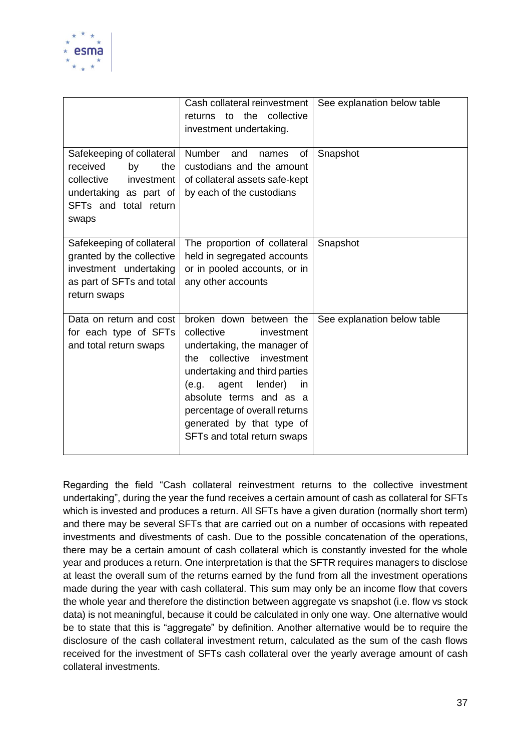| | | |
|---|---|---|
| | Cash collateral reinvestment returns to the collective investment undertaking. | See explanation below table |
| Safekeeping of collateral received by the collective investment undertaking as part of SFTs and total return swaps | Number and names of custodians and the amount of collateral assets safe-kept by each of the custodians | Snapshot |
| Safekeeping of collateral granted by the collective investment undertaking as part of SFTs and total return swaps | The proportion of collateral held in segregated accounts or in pooled accounts, or in any other accounts | Snapshot |
| Data on return and cost for each type of SFTs and total return swaps | broken down between the collective investment undertaking, the manager of the collective investment undertaking and third parties (e.g. agent lender) in absolute terms and as a percentage of overall returns generated by that type of SFTs and total return swaps | See explanation below table |

Regarding the field "Cash collateral reinvestment returns to the collective investment undertaking", during the year the fund receives a certain amount of cash as collateral for SFTs which is invested and produces a return. All SFTs have a given duration (normally short term) and there may be several SFTs that are carried out on a number of occasions with repeated investments and divestments of cash. Due to the possible concatenation of the operations, there may be a certain amount of cash collateral which is constantly invested for the whole year and produces a return. One interpretation is that the SFTR requires managers to disclose at least the overall sum of the returns earned by the fund from all the investment operations made during the year with cash collateral. This sum may only be an income flow that covers the whole year and therefore the distinction between aggregate vs snapshot (i.e. flow vs stock data) is not meaningful, because it could be calculated in only one way. One alternative would be to state that this is "aggregate" by definition. Another alternative would be to require the disclosure of the cash collateral investment return, calculated as the sum of the cash flows received for the investment of SFTs cash collateral over the yearly average amount of cash collateral investments.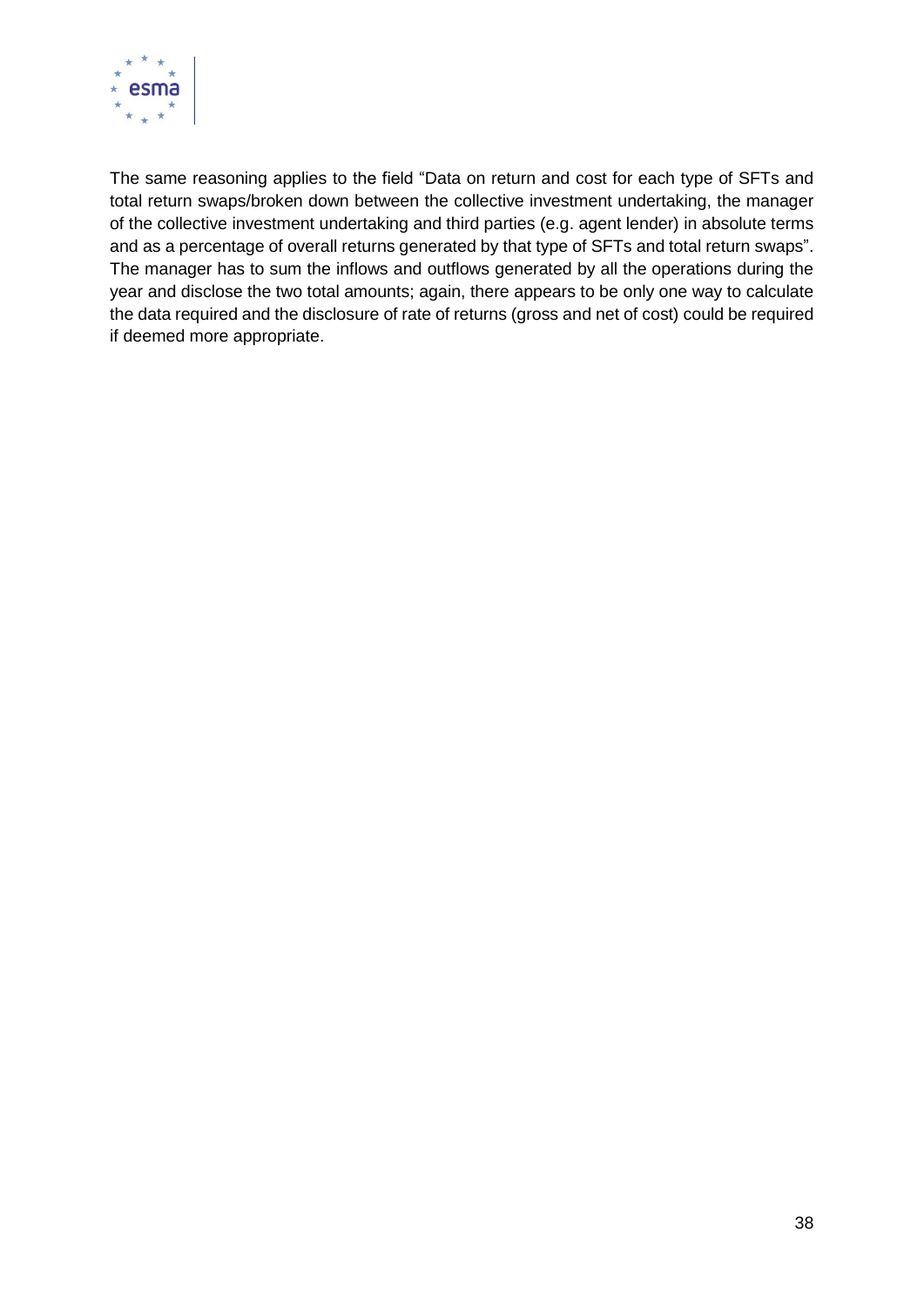The same reasoning applies to the field "Data on return and cost for each type of SFTs and total return swaps/broken down between the collective investment undertaking, the manager of the collective investment undertaking and third parties (e.g. agent lender) in absolute terms and as a percentage of overall returns generated by that type of SFTs and total return swaps". The manager has to sum the inflows and outflows generated by all the operations during the year and disclose the two total amounts; again, there appears to be only one way to calculate the data required and the disclosure of rate of returns (gross and net of cost) could be required if deemed more appropriate.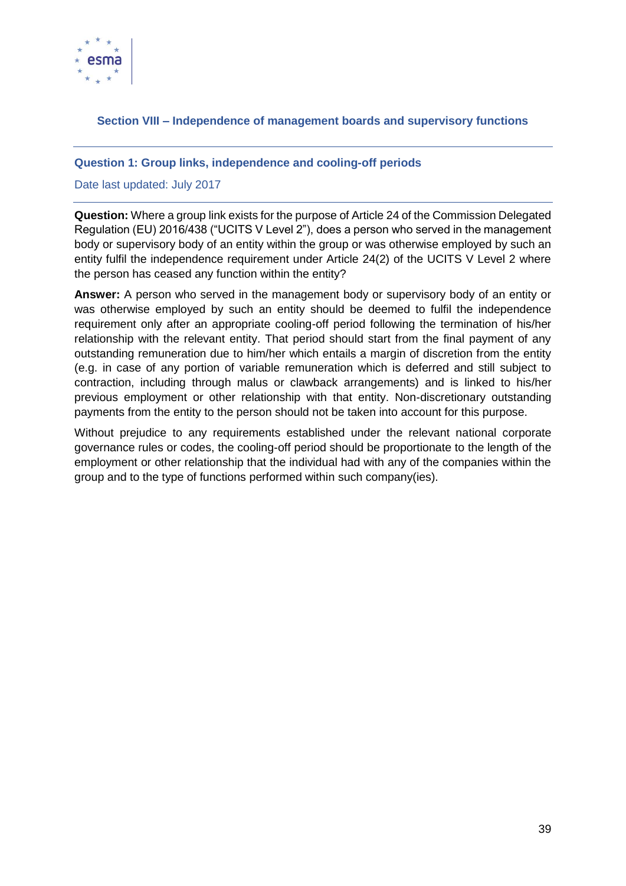## Section VIII – Independence of management boards and supervisory functions

### Question 1: Group links, independence and cooling-off periods

Date last updated: July 2017

**Question:** Where a group link exists for the purpose of Article 24 of the Commission Delegated Regulation (EU) 2016/438 ("UCITS V Level 2"), does a person who served in the management body or supervisory body of an entity within the group or was otherwise employed by such an entity fulfil the independence requirement under Article 24(2) of the UCITS V Level 2 where the person has ceased any function within the entity?

**Answer:** A person who served in the management body or supervisory body of an entity or was otherwise employed by such an entity should be deemed to fulfil the independence requirement only after an appropriate cooling-off period following the termination of his/her relationship with the relevant entity. That period should start from the final payment of any outstanding remuneration due to him/her which entails a margin of discretion from the entity (e.g. in case of any portion of variable remuneration which is deferred and still subject to contraction, including through malus or clawback arrangements) and is linked to his/her previous employment or other relationship with that entity. Non-discretionary outstanding payments from the entity to the person should not be taken into account for this purpose.

Without prejudice to any requirements established under the relevant national corporate governance rules or codes, the cooling-off period should be proportionate to the length of the employment or other relationship that the individual had with any of the companies within the group and to the type of functions performed within such company(ies).